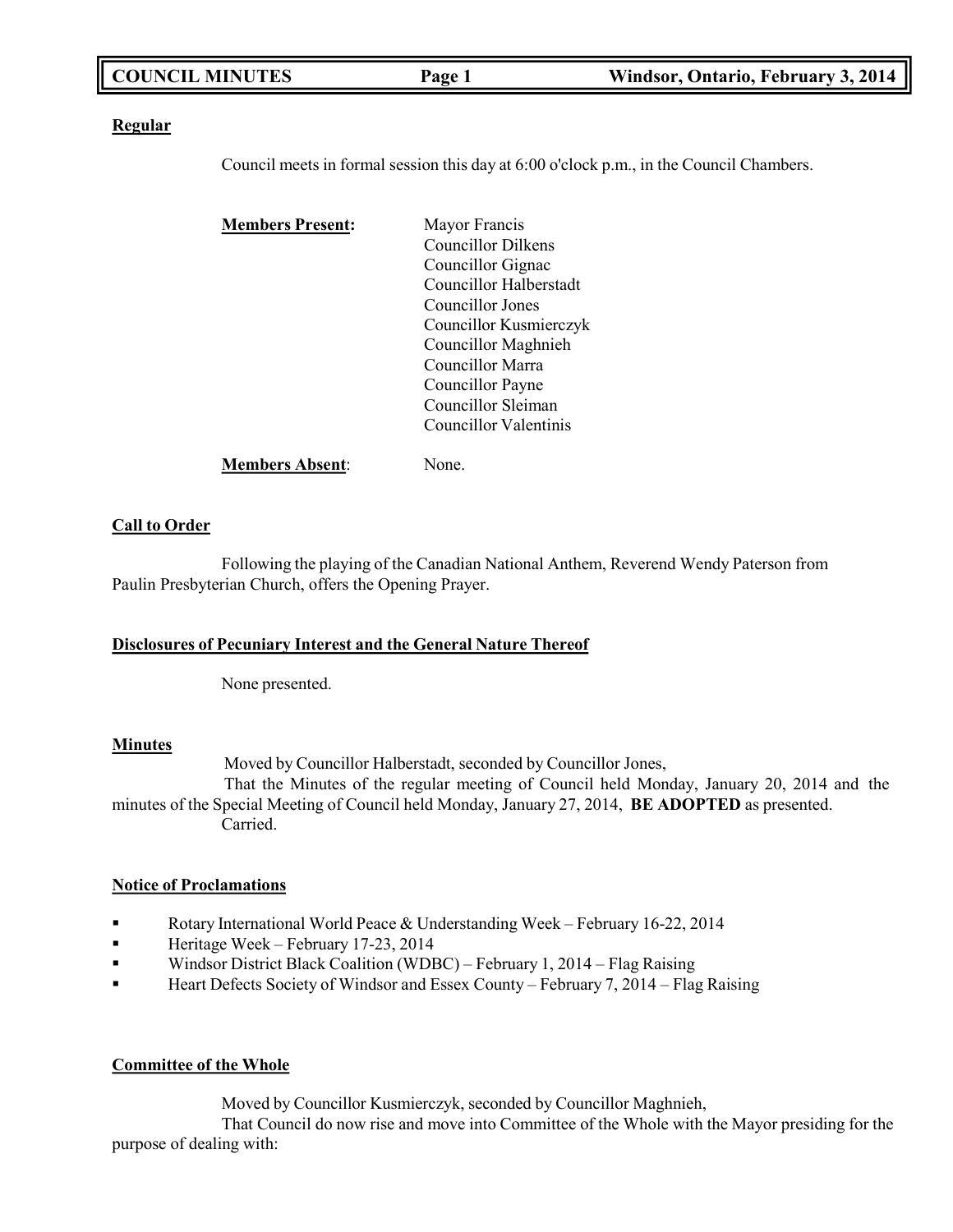**Regular**

Council meets in formal session this day at 6:00 o'clock p.m., in the Council Chambers.

**Members Present:**

Mayor Francis
Councillor Dilkens
Councillor Gignac
Councillor Halberstadt
Councillor Jones
Councillor Kusmierczyk
Councillor Maghnieh
Councillor Marra
Councillor Payne
Councillor Sleiman
Councillor Valentinis

**Members Absent**: None.

**Call to Order**

Following the playing of the Canadian National Anthem, Reverend Wendy Paterson from Paulin Presbyterian Church, offers the Opening Prayer.

**Disclosures of Pecuniary Interest and the General Nature Thereof**

None presented.

**Minutes**

Moved by Councillor Halberstadt, seconded by Councillor Jones,

That the Minutes of the regular meeting of Council held Monday, January 20, 2014 and the minutes of the Special Meeting of Council held Monday, January 27, 2014, **BE ADOPTED** as presented.

Carried.

**Notice of Proclamations**

- Rotary International World Peace & Understanding Week – February 16-22, 2014
- Heritage Week – February 17-23, 2014
- Windsor District Black Coalition (WDBC) – February 1, 2014 – Flag Raising
- Heart Defects Society of Windsor and Essex County – February 7, 2014 – Flag Raising

**Committee of the Whole**

Moved by Councillor Kusmierczyk, seconded by Councillor Maghnieh,

That Council do now rise and move into Committee of the Whole with the Mayor presiding for the purpose of dealing with: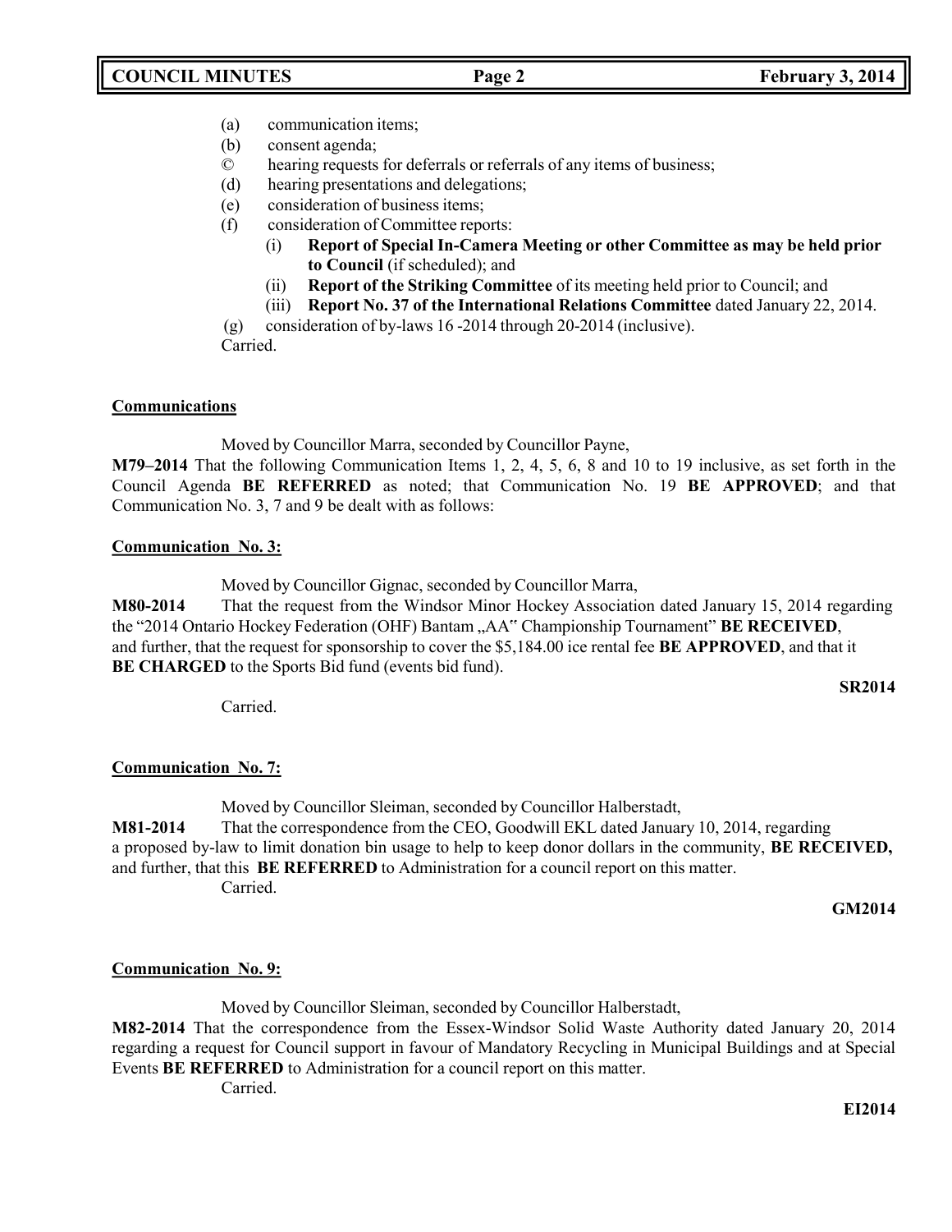(a) communication items;
(b) consent agenda;
© hearing requests for deferrals or referrals of any items of business;
(d) hearing presentations and delegations;
(e) consideration of business items;
(f) consideration of Committee reports:
    (i) **Report of Special In-Camera Meeting or other Committee as may be held prior to Council** (if scheduled); and
    (ii) **Report of the Striking Committee** of its meeting held prior to Council; and
    (iii) **Report No. 37 of the International Relations Committee** dated January 22, 2014.
(g) consideration of by-laws 16 -2014 through 20-2014 (inclusive).

Carried.

**Communications**

Moved by Councillor Marra, seconded by Councillor Payne,

**M79–2014** That the following Communication Items 1, 2, 4, 5, 6, 8 and 10 to 19 inclusive, as set forth in the Council Agenda **BE REFERRED** as noted; that Communication No. 19 **BE APPROVED**; and that Communication No. 3, 7 and 9 be dealt with as follows:

**Communication No. 3:**

Moved by Councillor Gignac, seconded by Councillor Marra,

**M80-2014** That the request from the Windsor Minor Hockey Association dated January 15, 2014 regarding the "2014 Ontario Hockey Federation (OHF) Bantam „AA" Championship Tournament" **BE RECEIVED**, and further, that the request for sponsorship to cover the $5,184.00 ice rental fee **BE APPROVED**, and that it **BE CHARGED** to the Sports Bid fund (events bid fund).

**SR2014**

Carried.

**Communication No. 7:**

Moved by Councillor Sleiman, seconded by Councillor Halberstadt,

**M81-2014** That the correspondence from the CEO, Goodwill EKL dated January 10, 2014, regarding a proposed by-law to limit donation bin usage to help to keep donor dollars in the community, **BE RECEIVED,** and further, that this **BE REFERRED** to Administration for a council report on this matter.

Carried.

**GM2014**

**Communication No. 9:**

Moved by Councillor Sleiman, seconded by Councillor Halberstadt,

**M82-2014** That the correspondence from the Essex-Windsor Solid Waste Authority dated January 20, 2014 regarding a request for Council support in favour of Mandatory Recycling in Municipal Buildings and at Special Events **BE REFERRED** to Administration for a council report on this matter.

Carried.

**EI2014**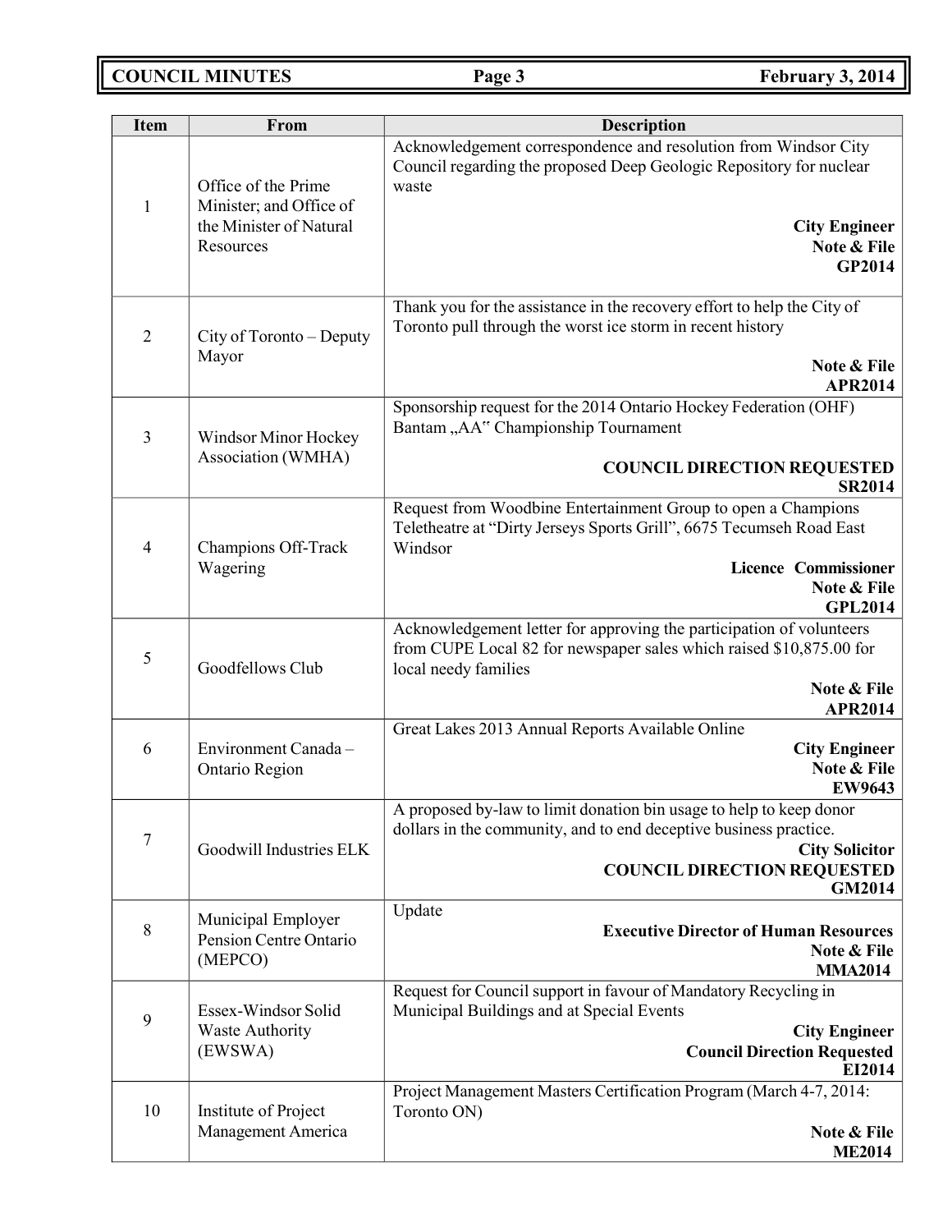| Item | From | Description |
|---|---|---|
| 1 | Office of the Prime Minister; and Office of the Minister of Natural Resources | Acknowledgement correspondence and resolution from Windsor City Council regarding the proposed Deep Geologic Repository for nuclear waste<br>**City Engineer**<br>**Note & File**<br>**GP2014** |
| 2 | City of Toronto – Deputy Mayor | Thank you for the assistance in the recovery effort to help the City of Toronto pull through the worst ice storm in recent history<br>**Note & File**<br>**APR2014** |
| 3 | Windsor Minor Hockey Association (WMHA) | Sponsorship request for the 2014 Ontario Hockey Federation (OHF) Bantam „AA" Championship Tournament<br>**COUNCIL DIRECTION REQUESTED**<br>**SR2014** |
| 4 | Champions Off-Track Wagering | Request from Woodbine Entertainment Group to open a Champions Teletheatre at "Dirty Jerseys Sports Grill", 6675 Tecumseh Road East Windsor<br>**Licence Commissioner**<br>**Note & File**<br>**GPL2014** |
| 5 | Goodfellows Club | Acknowledgement letter for approving the participation of volunteers from CUPE Local 82 for newspaper sales which raised $10,875.00 for local needy families<br>**Note & File**<br>**APR2014** |
| 6 | Environment Canada – Ontario Region | Great Lakes 2013 Annual Reports Available Online<br>**City Engineer**<br>**Note & File**<br>**EW9643** |
| 7 | Goodwill Industries ELK | A proposed by-law to limit donation bin usage to help to keep donor dollars in the community, and to end deceptive business practice.<br>**City Solicitor**<br>**COUNCIL DIRECTION REQUESTED**<br>**GM2014** |
| 8 | Municipal Employer Pension Centre Ontario (MEPCO) | Update<br>**Executive Director of Human Resources**<br>**Note & File**<br>**MMA2014** |
| 9 | Essex-Windsor Solid Waste Authority (EWSWA) | Request for Council support in favour of Mandatory Recycling in Municipal Buildings and at Special Events<br>**City Engineer**<br>**Council Direction Requested**<br>**EI2014** |
| 10 | Institute of Project Management America | Project Management Masters Certification Program (March 4-7, 2014: Toronto ON)<br>**Note & File**<br>**ME2014** |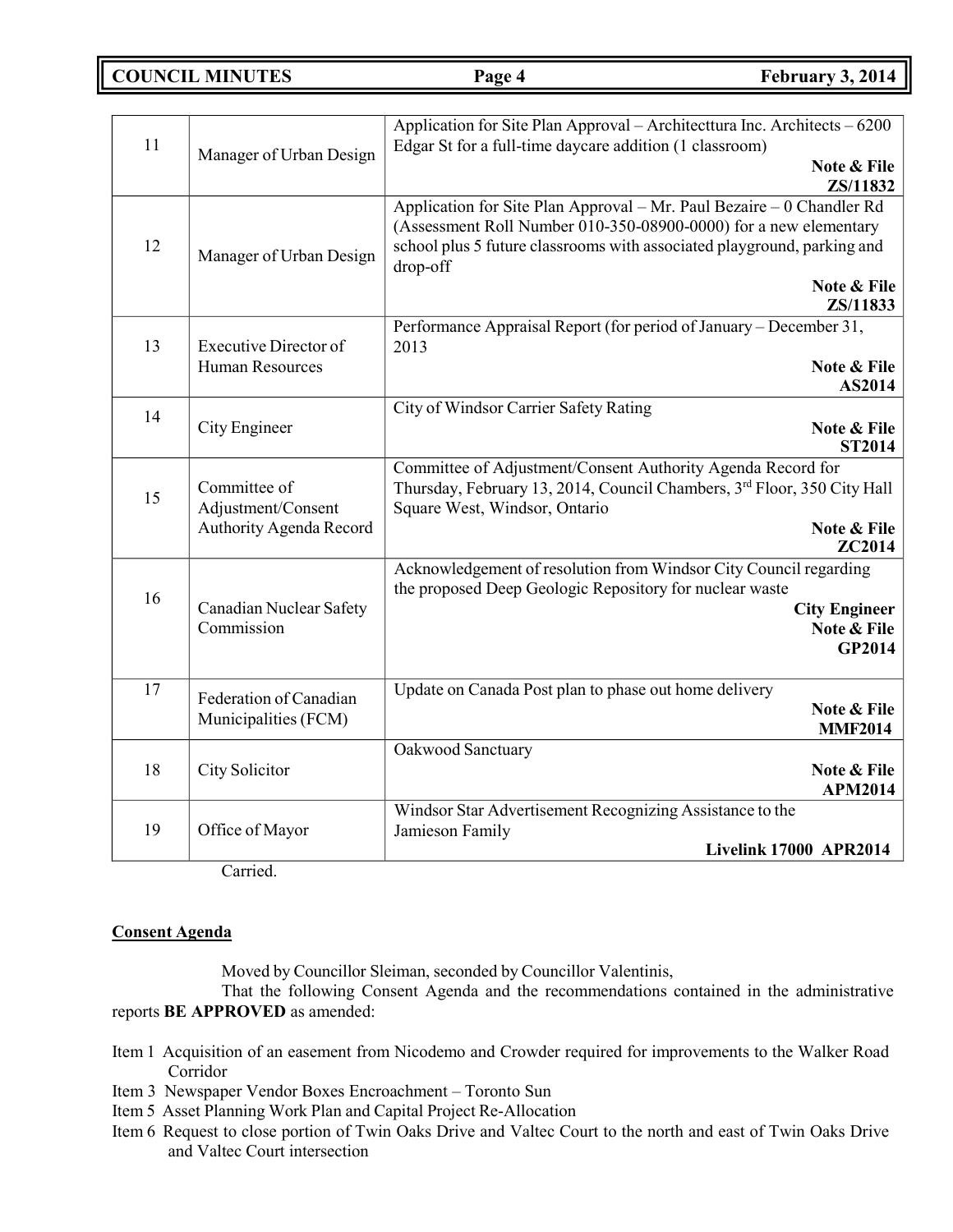| | | |
|---|---|---|
| 11 | Manager of Urban Design | Application for Site Plan Approval – Architecttura Inc. Architects – 6200 Edgar St for a full-time daycare addition (1 classroom)<br>**Note & File**<br>**ZS/11832** |
| 12 | Manager of Urban Design | Application for Site Plan Approval – Mr. Paul Bezaire – 0 Chandler Rd (Assessment Roll Number 010-350-08900-0000) for a new elementary school plus 5 future classrooms with associated playground, parking and drop-off<br>**Note & File**<br>**ZS/11833** |
| 13 | Executive Director of Human Resources | Performance Appraisal Report (for period of January – December 31, 2013<br>**Note & File**<br>**AS2014** |
| 14 | City Engineer | City of Windsor Carrier Safety Rating<br>**Note & File**<br>**ST2014** |
| 15 | Committee of Adjustment/Consent Authority Agenda Record | Committee of Adjustment/Consent Authority Agenda Record for Thursday, February 13, 2014, Council Chambers, 3rd Floor, 350 City Hall Square West, Windsor, Ontario<br>**Note & File**<br>**ZC2014** |
| 16 | Canadian Nuclear Safety Commission | Acknowledgement of resolution from Windsor City Council regarding the proposed Deep Geologic Repository for nuclear waste<br>**City Engineer**<br>**Note & File**<br>**GP2014** |
| 17 | Federation of Canadian Municipalities (FCM) | Update on Canada Post plan to phase out home delivery<br>**Note & File**<br>**MMF2014** |
| 18 | City Solicitor | Oakwood Sanctuary<br>**Note & File**<br>**APM2014** |
| 19 | Office of Mayor | Windsor Star Advertisement Recognizing Assistance to the Jamieson Family<br>**Livelink 17000 APR2014** |

Carried.

**Consent Agenda**

Moved by Councillor Sleiman, seconded by Councillor Valentinis,

That the following Consent Agenda and the recommendations contained in the administrative reports **BE APPROVED** as amended:

Item 1 Acquisition of an easement from Nicodemo and Crowder required for improvements to the Walker Road Corridor
Item 3 Newspaper Vendor Boxes Encroachment – Toronto Sun
Item 5 Asset Planning Work Plan and Capital Project Re-Allocation
Item 6 Request to close portion of Twin Oaks Drive and Valtec Court to the north and east of Twin Oaks Drive and Valtec Court intersection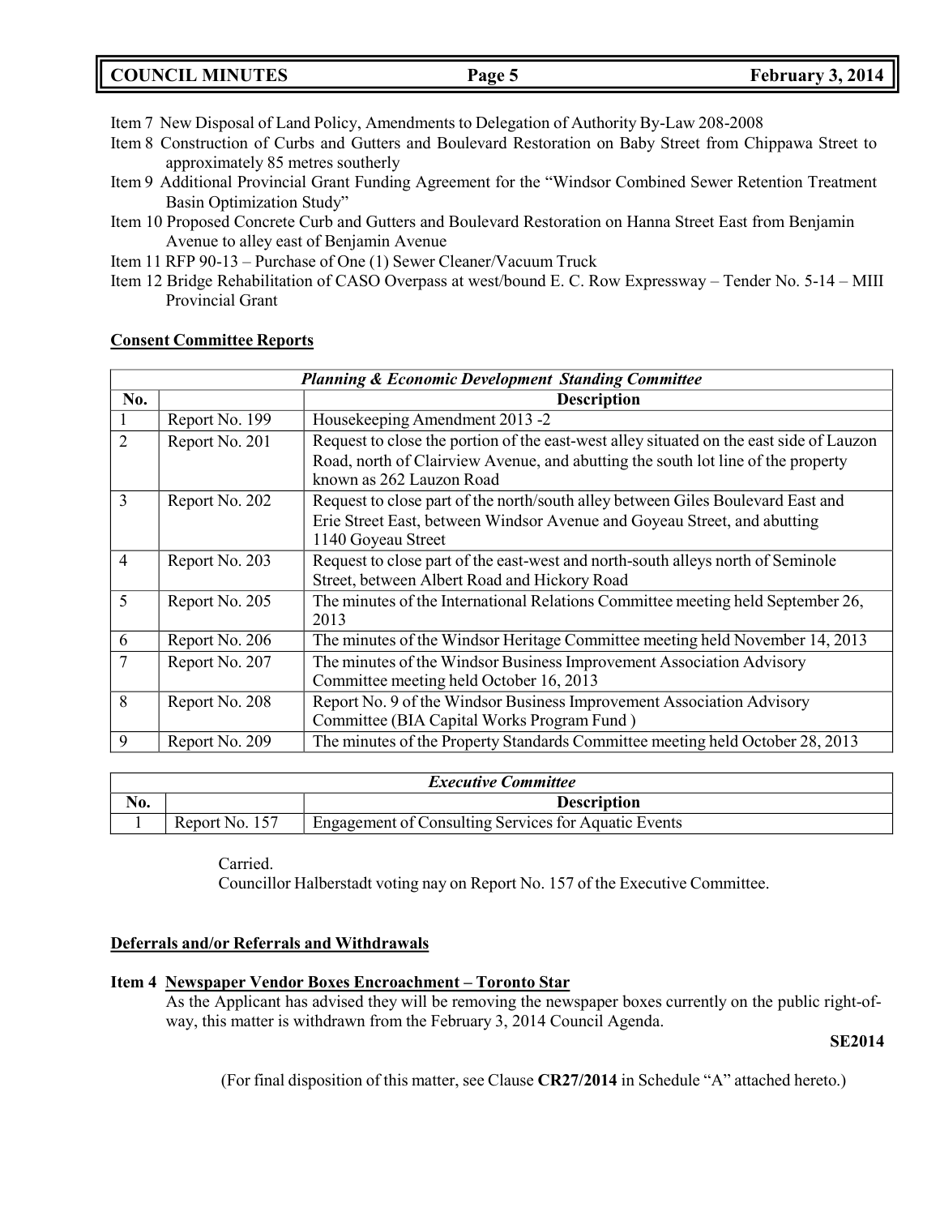Item 7 New Disposal of Land Policy, Amendments to Delegation of Authority By-Law 208-2008

Item 8 Construction of Curbs and Gutters and Boulevard Restoration on Baby Street from Chippawa Street to approximately 85 metres southerly

Item 9 Additional Provincial Grant Funding Agreement for the "Windsor Combined Sewer Retention Treatment Basin Optimization Study"

Item 10 Proposed Concrete Curb and Gutters and Boulevard Restoration on Hanna Street East from Benjamin Avenue to alley east of Benjamin Avenue

Item 11 RFP 90-13 – Purchase of One (1) Sewer Cleaner/Vacuum Truck

Item 12 Bridge Rehabilitation of CASO Overpass at west/bound E. C. Row Expressway – Tender No. 5-14 – MIII Provincial Grant

**Consent Committee Reports**

| ***Planning & Economic Development Standing Committee*** | | |
|---|---|---|
| **No.** | | **Description** |
| 1 | Report No. 199 | Housekeeping Amendment 2013 -2 |
| 2 | Report No. 201 | Request to close the portion of the east-west alley situated on the east side of Lauzon Road, north of Clairview Avenue, and abutting the south lot line of the property known as 262 Lauzon Road |
| 3 | Report No. 202 | Request to close part of the north/south alley between Giles Boulevard East and Erie Street East, between Windsor Avenue and Goyeau Street, and abutting 1140 Goyeau Street |
| 4 | Report No. 203 | Request to close part of the east-west and north-south alleys north of Seminole Street, between Albert Road and Hickory Road |
| 5 | Report No. 205 | The minutes of the International Relations Committee meeting held September 26, 2013 |
| 6 | Report No. 206 | The minutes of the Windsor Heritage Committee meeting held November 14, 2013 |
| 7 | Report No. 207 | The minutes of the Windsor Business Improvement Association Advisory Committee meeting held October 16, 2013 |
| 8 | Report No. 208 | Report No. 9 of the Windsor Business Improvement Association Advisory Committee (BIA Capital Works Program Fund ) |
| 9 | Report No. 209 | The minutes of the Property Standards Committee meeting held October 28, 2013 |

| ***Executive Committee*** | | |
|---|---|---|
| **No.** | | **Description** |
| 1 | Report No. 157 | Engagement of Consulting Services for Aquatic Events |

Carried.

Councillor Halberstadt voting nay on Report No. 157 of the Executive Committee.

**Deferrals and/or Referrals and Withdrawals**

**Item 4 Newspaper Vendor Boxes Encroachment – Toronto Star**

As the Applicant has advised they will be removing the newspaper boxes currently on the public right-of-way, this matter is withdrawn from the February 3, 2014 Council Agenda.

**SE2014**

(For final disposition of this matter, see Clause **CR27/2014** in Schedule "A" attached hereto.)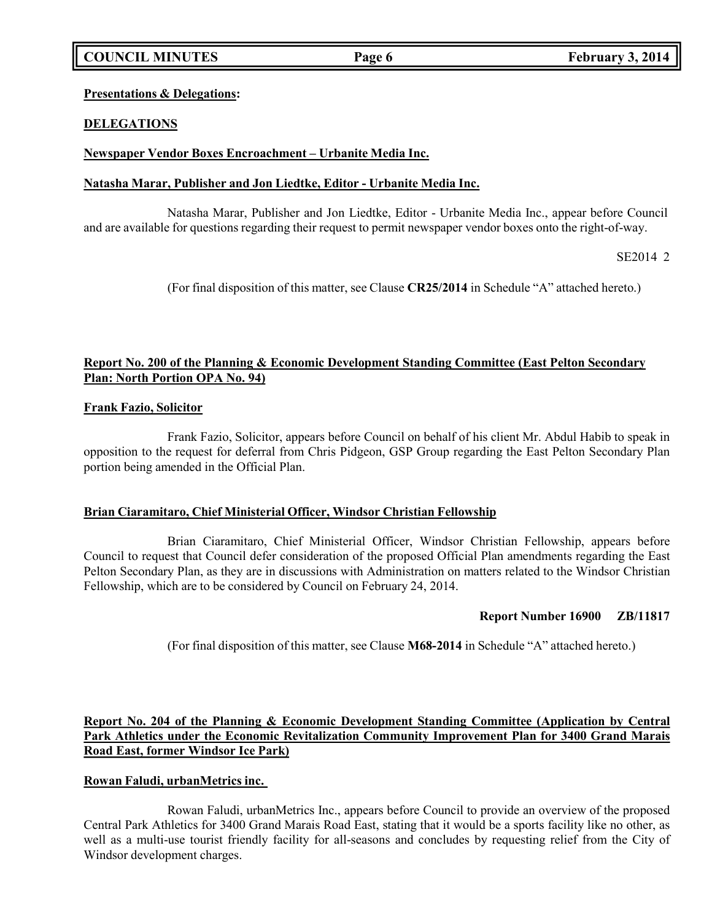**Presentations & Delegations:**

**DELEGATIONS**

**Newspaper Vendor Boxes Encroachment – Urbanite Media Inc.**

**Natasha Marar, Publisher and Jon Liedtke, Editor - Urbanite Media Inc.**

Natasha Marar, Publisher and Jon Liedtke, Editor - Urbanite Media Inc., appear before Council and are available for questions regarding their request to permit newspaper vendor boxes onto the right-of-way.

SE2014 2

(For final disposition of this matter, see Clause **CR25/2014** in Schedule "A" attached hereto.)

**Report No. 200 of the Planning & Economic Development Standing Committee (East Pelton Secondary Plan: North Portion OPA No. 94)**

**Frank Fazio, Solicitor**

Frank Fazio, Solicitor, appears before Council on behalf of his client Mr. Abdul Habib to speak in opposition to the request for deferral from Chris Pidgeon, GSP Group regarding the East Pelton Secondary Plan portion being amended in the Official Plan.

**Brian Ciaramitaro, Chief Ministerial Officer, Windsor Christian Fellowship**

Brian Ciaramitaro, Chief Ministerial Officer, Windsor Christian Fellowship, appears before Council to request that Council defer consideration of the proposed Official Plan amendments regarding the East Pelton Secondary Plan, as they are in discussions with Administration on matters related to the Windsor Christian Fellowship, which are to be considered by Council on February 24, 2014.

**Report Number 16900 ZB/11817**

(For final disposition of this matter, see Clause **M68-2014** in Schedule "A" attached hereto.)

**Report No. 204 of the Planning & Economic Development Standing Committee (Application by Central Park Athletics under the Economic Revitalization Community Improvement Plan for 3400 Grand Marais Road East, former Windsor Ice Park)**

**Rowan Faludi, urbanMetrics inc.**

Rowan Faludi, urbanMetrics Inc., appears before Council to provide an overview of the proposed Central Park Athletics for 3400 Grand Marais Road East, stating that it would be a sports facility like no other, as well as a multi-use tourist friendly facility for all-seasons and concludes by requesting relief from the City of Windsor development charges.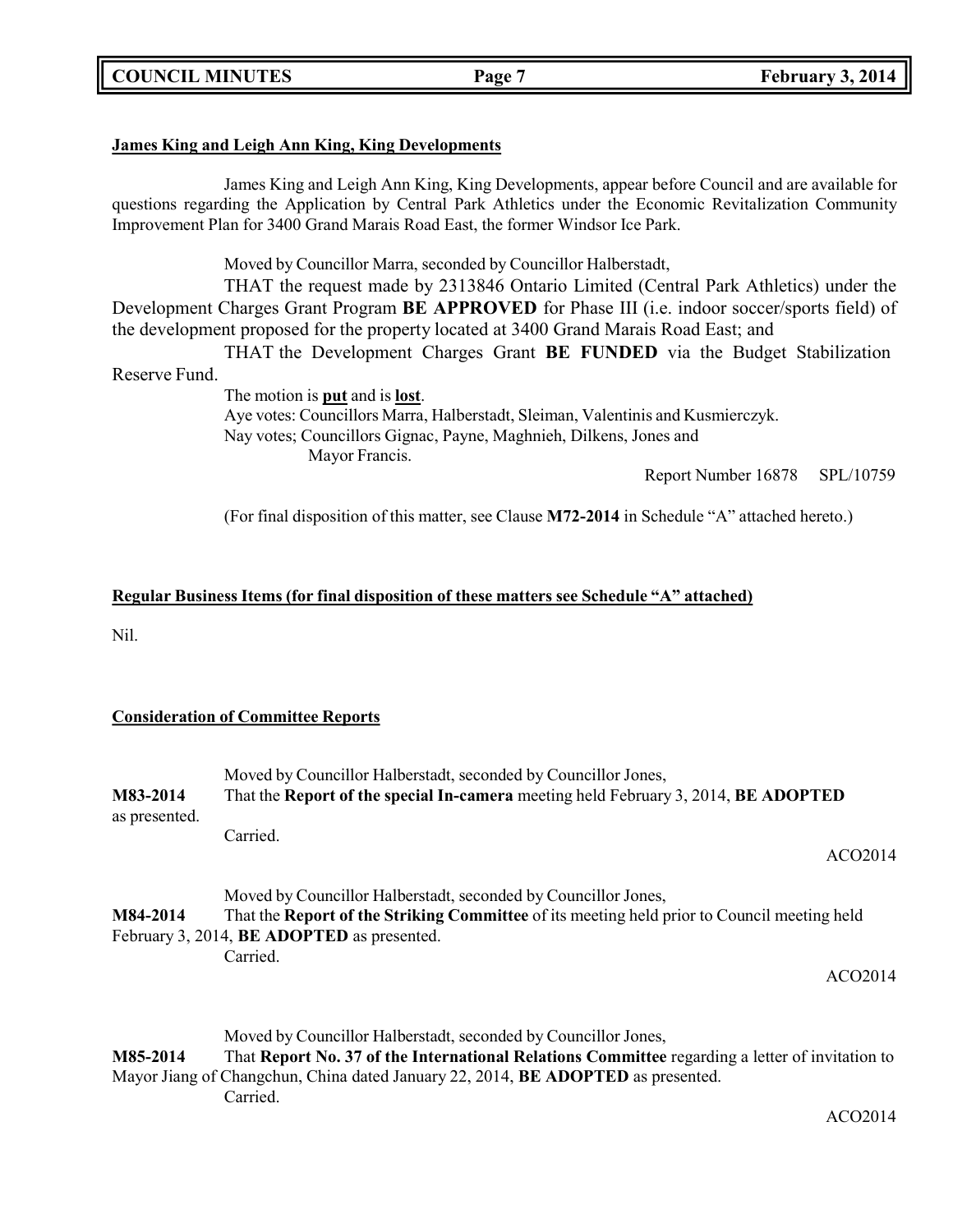**James King and Leigh Ann King, King Developments**

James King and Leigh Ann King, King Developments, appear before Council and are available for questions regarding the Application by Central Park Athletics under the Economic Revitalization Community Improvement Plan for 3400 Grand Marais Road East, the former Windsor Ice Park.

Moved by Councillor Marra, seconded by Councillor Halberstadt,

THAT the request made by 2313846 Ontario Limited (Central Park Athletics) under the Development Charges Grant Program **BE APPROVED** for Phase III (i.e. indoor soccer/sports field) of the development proposed for the property located at 3400 Grand Marais Road East; and

THAT the Development Charges Grant **BE FUNDED** via the Budget Stabilization Reserve Fund.

The motion is **put** and is **lost**.

Aye votes: Councillors Marra, Halberstadt, Sleiman, Valentinis and Kusmierczyk.

Nay votes; Councillors Gignac, Payne, Maghnieh, Dilkens, Jones and Mayor Francis.

Report Number 16878 SPL/10759

(For final disposition of this matter, see Clause **M72-2014** in Schedule "A" attached hereto.)

**Regular Business Items (for final disposition of these matters see Schedule "A" attached)**

Nil.

**Consideration of Committee Reports**

Moved by Councillor Halberstadt, seconded by Councillor Jones,

**M83-2014** That the **Report of the special In-camera** meeting held February 3, 2014, **BE ADOPTED** as presented.

Carried.

ACO2014

Moved by Councillor Halberstadt, seconded by Councillor Jones,

**M84-2014** That the **Report of the Striking Committee** of its meeting held prior to Council meeting held February 3, 2014, **BE ADOPTED** as presented.

Carried.

ACO2014

Moved by Councillor Halberstadt, seconded by Councillor Jones,

**M85-2014** That **Report No. 37 of the International Relations Committee** regarding a letter of invitation to Mayor Jiang of Changchun, China dated January 22, 2014, **BE ADOPTED** as presented.

Carried.

ACO2014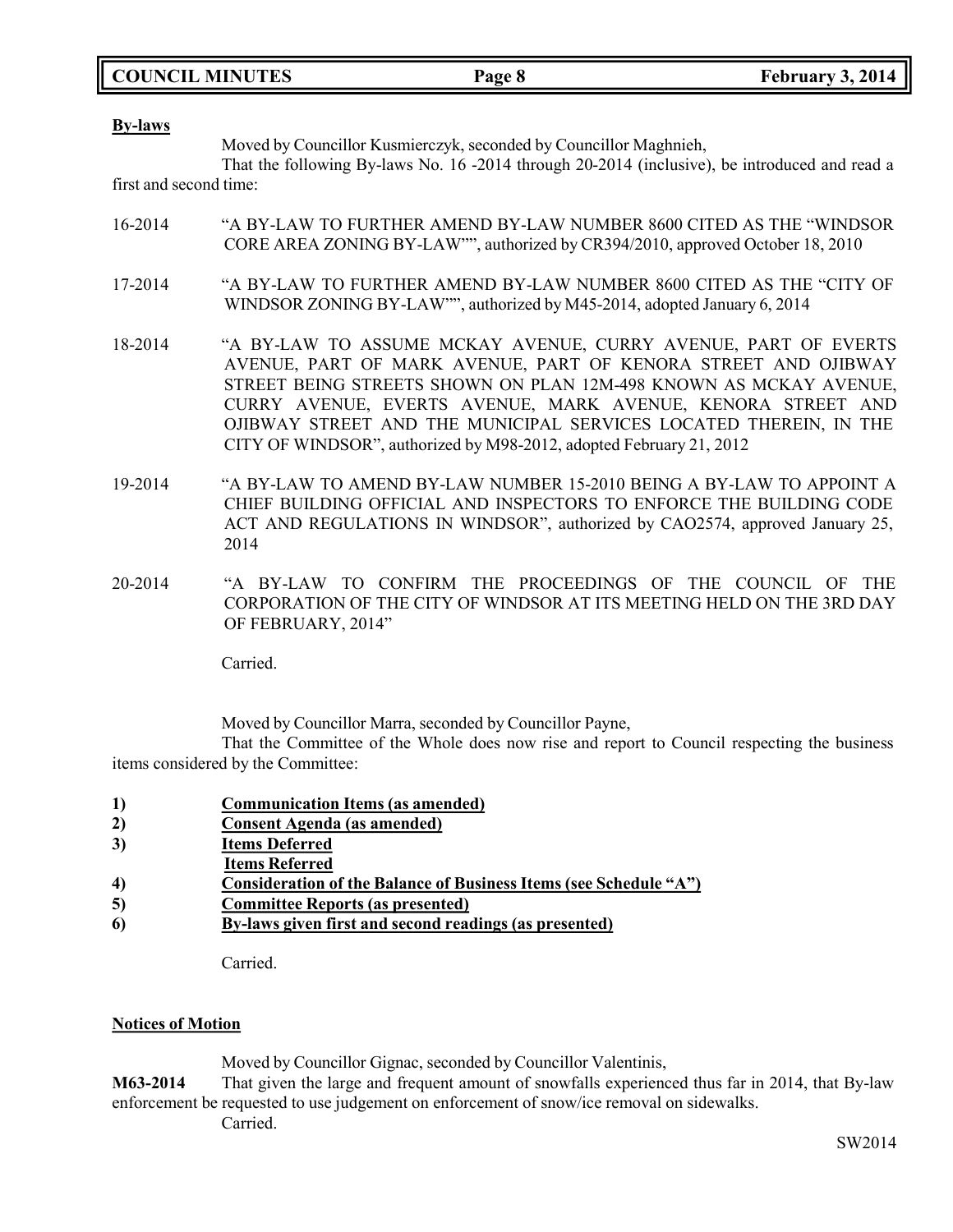**By-laws**

Moved by Councillor Kusmierczyk, seconded by Councillor Maghnieh,

That the following By-laws No. 16 -2014 through 20-2014 (inclusive), be introduced and read a first and second time:

16-2014 "A BY-LAW TO FURTHER AMEND BY-LAW NUMBER 8600 CITED AS THE "WINDSOR CORE AREA ZONING BY-LAW"", authorized by CR394/2010, approved October 18, 2010

17-2014 "A BY-LAW TO FURTHER AMEND BY-LAW NUMBER 8600 CITED AS THE "CITY OF WINDSOR ZONING BY-LAW"", authorized by M45-2014, adopted January 6, 2014

18-2014 "A BY-LAW TO ASSUME MCKAY AVENUE, CURRY AVENUE, PART OF EVERTS AVENUE, PART OF MARK AVENUE, PART OF KENORA STREET AND OJIBWAY STREET BEING STREETS SHOWN ON PLAN 12M-498 KNOWN AS MCKAY AVENUE, CURRY AVENUE, EVERTS AVENUE, MARK AVENUE, KENORA STREET AND OJIBWAY STREET AND THE MUNICIPAL SERVICES LOCATED THEREIN, IN THE CITY OF WINDSOR", authorized by M98-2012, adopted February 21, 2012

19-2014 "A BY-LAW TO AMEND BY-LAW NUMBER 15-2010 BEING A BY-LAW TO APPOINT A CHIEF BUILDING OFFICIAL AND INSPECTORS TO ENFORCE THE BUILDING CODE ACT AND REGULATIONS IN WINDSOR", authorized by CAO2574, approved January 25, 2014

20-2014 "A BY-LAW TO CONFIRM THE PROCEEDINGS OF THE COUNCIL OF THE CORPORATION OF THE CITY OF WINDSOR AT ITS MEETING HELD ON THE 3RD DAY OF FEBRUARY, 2014"

Carried.

Moved by Councillor Marra, seconded by Councillor Payne,

That the Committee of the Whole does now rise and report to Council respecting the business items considered by the Committee:

1) **Communication Items (as amended)**
2) **Consent Agenda (as amended)**
3) **Items Deferred**
   **Items Referred**
4) **Consideration of the Balance of Business Items (see Schedule "A")**
5) **Committee Reports (as presented)**
6) **By-laws given first and second readings (as presented)**

Carried.

**Notices of Motion**

Moved by Councillor Gignac, seconded by Councillor Valentinis,

**M63-2014** That given the large and frequent amount of snowfalls experienced thus far in 2014, that By-law enforcement be requested to use judgement on enforcement of snow/ice removal on sidewalks.

Carried.

SW2014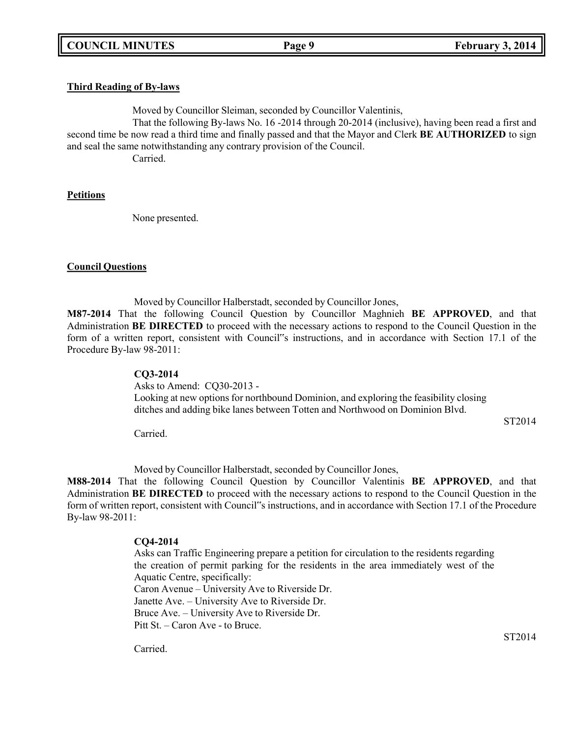**Third Reading of By-laws**

Moved by Councillor Sleiman, seconded by Councillor Valentinis,

That the following By-laws No. 16 -2014 through 20-2014 (inclusive), having been read a first and second time be now read a third time and finally passed and that the Mayor and Clerk **BE AUTHORIZED** to sign and seal the same notwithstanding any contrary provision of the Council.

Carried.

**Petitions**

None presented.

**Council Questions**

Moved by Councillor Halberstadt, seconded by Councillor Jones,

**M87-2014** That the following Council Question by Councillor Maghnieh **BE APPROVED**, and that Administration **BE DIRECTED** to proceed with the necessary actions to respond to the Council Question in the form of a written report, consistent with Council"s instructions, and in accordance with Section 17.1 of the Procedure By-law 98-2011:

**CQ3-2014**

Asks to Amend: CQ30-2013 -
Looking at new options for northbound Dominion, and exploring the feasibility closing ditches and adding bike lanes between Totten and Northwood on Dominion Blvd.

ST2014

Carried.

Moved by Councillor Halberstadt, seconded by Councillor Jones,

**M88-2014** That the following Council Question by Councillor Valentinis **BE APPROVED**, and that Administration **BE DIRECTED** to proceed with the necessary actions to respond to the Council Question in the form of written report, consistent with Council"s instructions, and in accordance with Section 17.1 of the Procedure By-law 98-2011:

**CQ4-2014**

Asks can Traffic Engineering prepare a petition for circulation to the residents regarding the creation of permit parking for the residents in the area immediately west of the Aquatic Centre, specifically:
Caron Avenue – University Ave to Riverside Dr.
Janette Ave. – University Ave to Riverside Dr.
Bruce Ave. – University Ave to Riverside Dr.
Pitt St. – Caron Ave - to Bruce.

ST2014

Carried.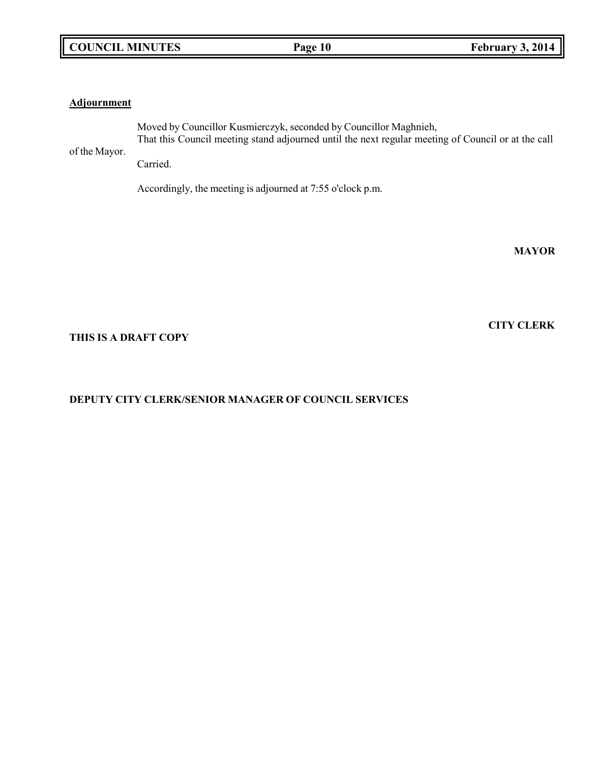**Adjournment**

Moved by Councillor Kusmierczyk, seconded by Councillor Maghnieh,
That this Council meeting stand adjourned until the next regular meeting of Council or at the call of the Mayor.
Carried.

Accordingly, the meeting is adjourned at 7:55 o'clock p.m.

**MAYOR**

**CITY CLERK**

**THIS IS A DRAFT COPY**

**DEPUTY CITY CLERK/SENIOR MANAGER OF COUNCIL SERVICES**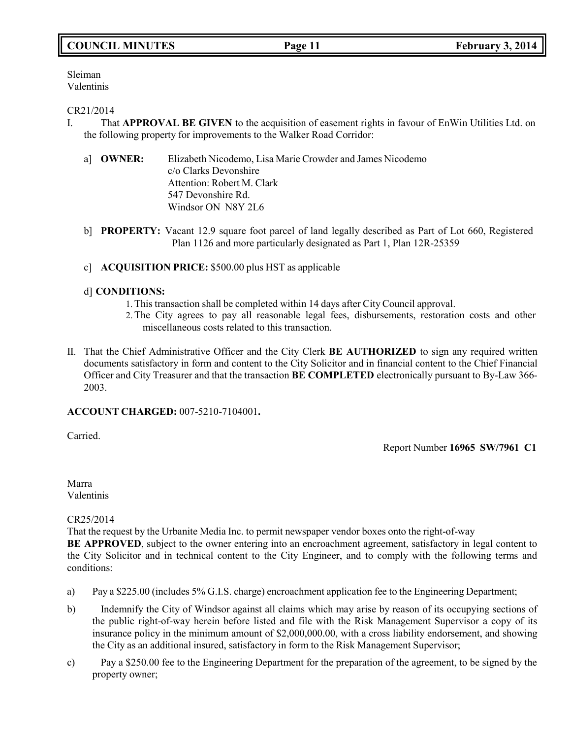Sleiman
Valentinis

CR21/2014

I. That **APPROVAL BE GIVEN** to the acquisition of easement rights in favour of EnWin Utilities Ltd. on the following property for improvements to the Walker Road Corridor:

   a] **OWNER:** Elizabeth Nicodemo, Lisa Marie Crowder and James Nicodemo
   c/o Clarks Devonshire
   Attention: Robert M. Clark
   547 Devonshire Rd.
   Windsor ON N8Y 2L6

   b] **PROPERTY:** Vacant 12.9 square foot parcel of land legally described as Part of Lot 660, Registered Plan 1126 and more particularly designated as Part 1, Plan 12R-25359

   c] **ACQUISITION PRICE:** $500.00 plus HST as applicable

   d] **CONDITIONS:**
   1. This transaction shall be completed within 14 days after City Council approval.
   2. The City agrees to pay all reasonable legal fees, disbursements, restoration costs and other miscellaneous costs related to this transaction.

II. That the Chief Administrative Officer and the City Clerk **BE AUTHORIZED** to sign any required written documents satisfactory in form and content to the City Solicitor and in financial content to the Chief Financial Officer and City Treasurer and that the transaction **BE COMPLETED** electronically pursuant to By-Law 366-2003.

**ACCOUNT CHARGED:** 007-5210-7104001**.**

Carried.

Report Number **16965 SW/7961 C1**

Marra
Valentinis

CR25/2014

That the request by the Urbanite Media Inc. to permit newspaper vendor boxes onto the right-of-way **BE APPROVED**, subject to the owner entering into an encroachment agreement, satisfactory in legal content to the City Solicitor and in technical content to the City Engineer, and to comply with the following terms and conditions:

a) Pay a $225.00 (includes 5% G.I.S. charge) encroachment application fee to the Engineering Department;

b) Indemnify the City of Windsor against all claims which may arise by reason of its occupying sections of the public right-of-way herein before listed and file with the Risk Management Supervisor a copy of its insurance policy in the minimum amount of $2,000,000.00, with a cross liability endorsement, and showing the City as an additional insured, satisfactory in form to the Risk Management Supervisor;

c) Pay a $250.00 fee to the Engineering Department for the preparation of the agreement, to be signed by the property owner;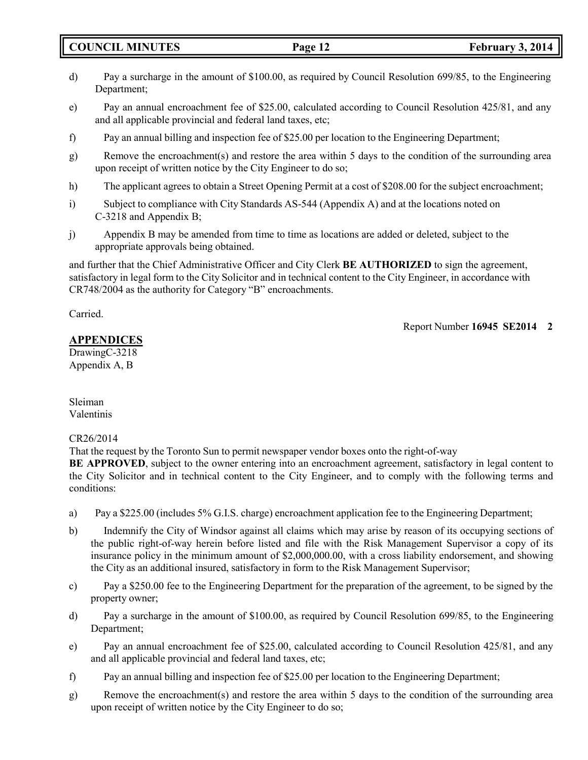d) Pay a surcharge in the amount of $100.00, as required by Council Resolution 699/85, to the Engineering Department;

e) Pay an annual encroachment fee of $25.00, calculated according to Council Resolution 425/81, and any and all applicable provincial and federal land taxes, etc;

f) Pay an annual billing and inspection fee of $25.00 per location to the Engineering Department;

g) Remove the encroachment(s) and restore the area within 5 days to the condition of the surrounding area upon receipt of written notice by the City Engineer to do so;

h) The applicant agrees to obtain a Street Opening Permit at a cost of $208.00 for the subject encroachment;

i) Subject to compliance with City Standards AS-544 (Appendix A) and at the locations noted on C-3218 and Appendix B;

j) Appendix B may be amended from time to time as locations are added or deleted, subject to the appropriate approvals being obtained.

and further that the Chief Administrative Officer and City Clerk **BE AUTHORIZED** to sign the agreement, satisfactory in legal form to the City Solicitor and in technical content to the City Engineer, in accordance with CR748/2004 as the authority for Category "B" encroachments.

Carried.

Report Number **16945 SE2014 2**

**APPENDICES**
DrawingC-3218
Appendix A, B

Sleiman
Valentinis

CR26/2014
That the request by the Toronto Sun to permit newspaper vendor boxes onto the right-of-way **BE APPROVED**, subject to the owner entering into an encroachment agreement, satisfactory in legal content to the City Solicitor and in technical content to the City Engineer, and to comply with the following terms and conditions:

a) Pay a $225.00 (includes 5% G.I.S. charge) encroachment application fee to the Engineering Department;

b) Indemnify the City of Windsor against all claims which may arise by reason of its occupying sections of the public right-of-way herein before listed and file with the Risk Management Supervisor a copy of its insurance policy in the minimum amount of $2,000,000.00, with a cross liability endorsement, and showing the City as an additional insured, satisfactory in form to the Risk Management Supervisor;

c) Pay a $250.00 fee to the Engineering Department for the preparation of the agreement, to be signed by the property owner;

d) Pay a surcharge in the amount of $100.00, as required by Council Resolution 699/85, to the Engineering Department;

e) Pay an annual encroachment fee of $25.00, calculated according to Council Resolution 425/81, and any and all applicable provincial and federal land taxes, etc;

f) Pay an annual billing and inspection fee of $25.00 per location to the Engineering Department;

g) Remove the encroachment(s) and restore the area within 5 days to the condition of the surrounding area upon receipt of written notice by the City Engineer to do so;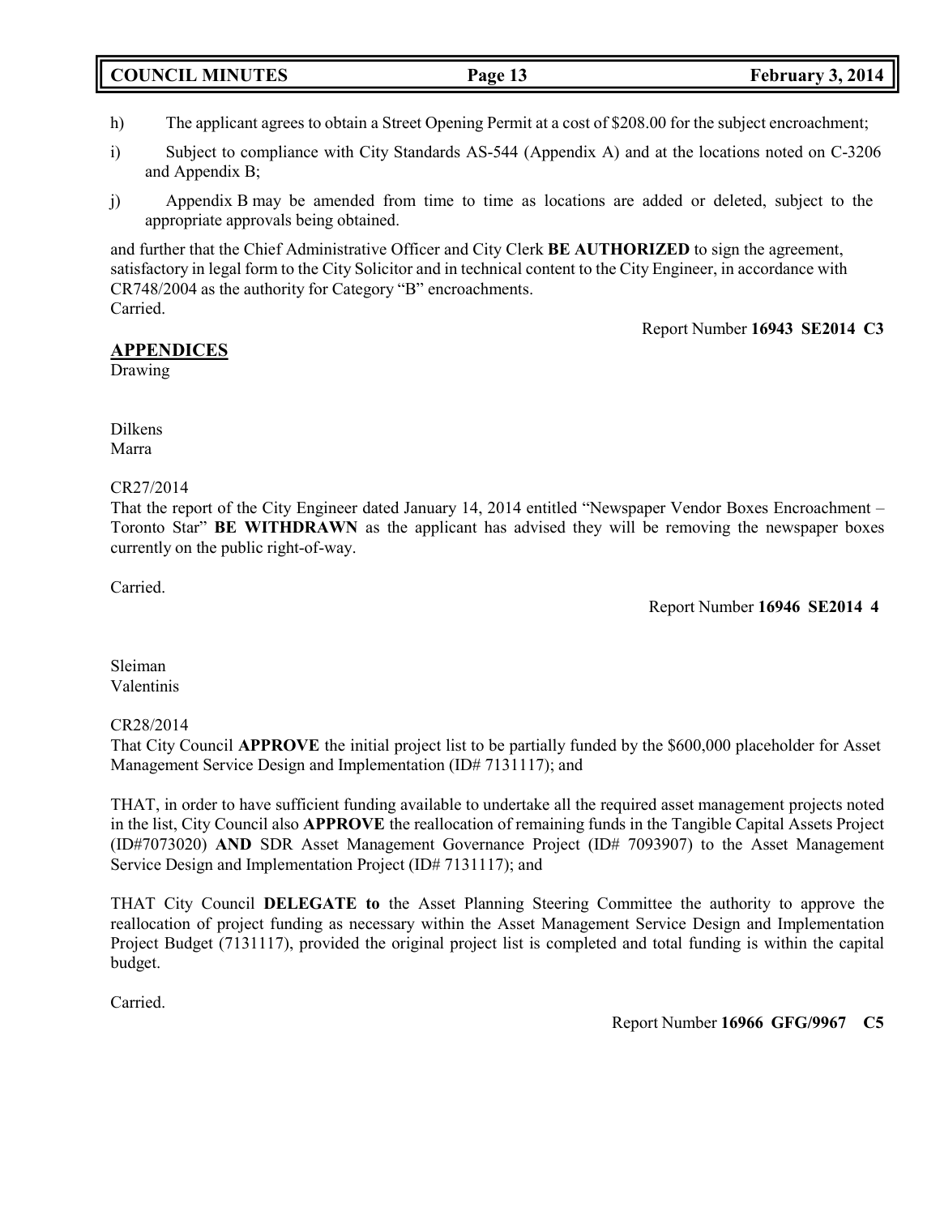h) The applicant agrees to obtain a Street Opening Permit at a cost of $208.00 for the subject encroachment;

i) Subject to compliance with City Standards AS-544 (Appendix A) and at the locations noted on C-3206 and Appendix B;

j) Appendix B may be amended from time to time as locations are added or deleted, subject to the appropriate approvals being obtained.

and further that the Chief Administrative Officer and City Clerk **BE AUTHORIZED** to sign the agreement, satisfactory in legal form to the City Solicitor and in technical content to the City Engineer, in accordance with CR748/2004 as the authority for Category "B" encroachments.
Carried.

Report Number **16943 SE2014 C3**

**APPENDICES**
Drawing

Dilkens
Marra

CR27/2014
That the report of the City Engineer dated January 14, 2014 entitled "Newspaper Vendor Boxes Encroachment – Toronto Star" **BE WITHDRAWN** as the applicant has advised they will be removing the newspaper boxes currently on the public right-of-way.

Carried.

Report Number **16946 SE2014 4**

Sleiman
Valentinis

CR28/2014
That City Council **APPROVE** the initial project list to be partially funded by the $600,000 placeholder for Asset Management Service Design and Implementation (ID# 7131117); and

THAT, in order to have sufficient funding available to undertake all the required asset management projects noted in the list, City Council also **APPROVE** the reallocation of remaining funds in the Tangible Capital Assets Project (ID#7073020) **AND** SDR Asset Management Governance Project (ID# 7093907) to the Asset Management Service Design and Implementation Project (ID# 7131117); and

THAT City Council **DELEGATE to** the Asset Planning Steering Committee the authority to approve the reallocation of project funding as necessary within the Asset Management Service Design and Implementation Project Budget (7131117), provided the original project list is completed and total funding is within the capital budget.

Carried.

Report Number **16966 GFG/9967 C5**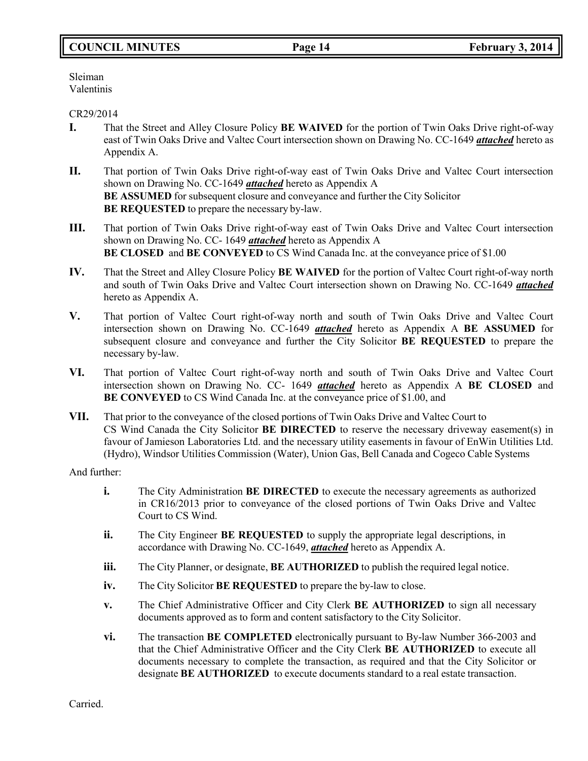Sleiman
Valentinis

CR29/2014

**I.** That the Street and Alley Closure Policy **BE WAIVED** for the portion of Twin Oaks Drive right-of-way east of Twin Oaks Drive and Valtec Court intersection shown on Drawing No. CC-1649 ***attached*** hereto as Appendix A.

**II.** That portion of Twin Oaks Drive right-of-way east of Twin Oaks Drive and Valtec Court intersection shown on Drawing No. CC-1649 ***attached*** hereto as Appendix A **BE ASSUMED** for subsequent closure and conveyance and further the City Solicitor **BE REQUESTED** to prepare the necessary by-law.

**III.** That portion of Twin Oaks Drive right-of-way east of Twin Oaks Drive and Valtec Court intersection shown on Drawing No. CC- 1649 ***attached*** hereto as Appendix A **BE CLOSED** and **BE CONVEYED** to CS Wind Canada Inc. at the conveyance price of $1.00

**IV.** That the Street and Alley Closure Policy **BE WAIVED** for the portion of Valtec Court right-of-way north and south of Twin Oaks Drive and Valtec Court intersection shown on Drawing No. CC-1649 ***attached*** hereto as Appendix A.

**V.** That portion of Valtec Court right-of-way north and south of Twin Oaks Drive and Valtec Court intersection shown on Drawing No. CC-1649 ***attached*** hereto as Appendix A **BE ASSUMED** for subsequent closure and conveyance and further the City Solicitor **BE REQUESTED** to prepare the necessary by-law.

**VI.** That portion of Valtec Court right-of-way north and south of Twin Oaks Drive and Valtec Court intersection shown on Drawing No. CC- 1649 ***attached*** hereto as Appendix A **BE CLOSED** and **BE CONVEYED** to CS Wind Canada Inc. at the conveyance price of $1.00, and

**VII.** That prior to the conveyance of the closed portions of Twin Oaks Drive and Valtec Court to CS Wind Canada the City Solicitor **BE DIRECTED** to reserve the necessary driveway easement(s) in favour of Jamieson Laboratories Ltd. and the necessary utility easements in favour of EnWin Utilities Ltd. (Hydro), Windsor Utilities Commission (Water), Union Gas, Bell Canada and Cogeco Cable Systems

And further:

**i.** The City Administration **BE DIRECTED** to execute the necessary agreements as authorized in CR16/2013 prior to conveyance of the closed portions of Twin Oaks Drive and Valtec Court to CS Wind.

**ii.** The City Engineer **BE REQUESTED** to supply the appropriate legal descriptions, in accordance with Drawing No. CC-1649, ***attached*** hereto as Appendix A.

**iii.** The City Planner, or designate, **BE AUTHORIZED** to publish the required legal notice.

**iv.** The City Solicitor **BE REQUESTED** to prepare the by-law to close.

**v.** The Chief Administrative Officer and City Clerk **BE AUTHORIZED** to sign all necessary documents approved as to form and content satisfactory to the City Solicitor.

**vi.** The transaction **BE COMPLETED** electronically pursuant to By-law Number 366-2003 and that the Chief Administrative Officer and the City Clerk **BE AUTHORIZED** to execute all documents necessary to complete the transaction, as required and that the City Solicitor or designate **BE AUTHORIZED** to execute documents standard to a real estate transaction.

Carried.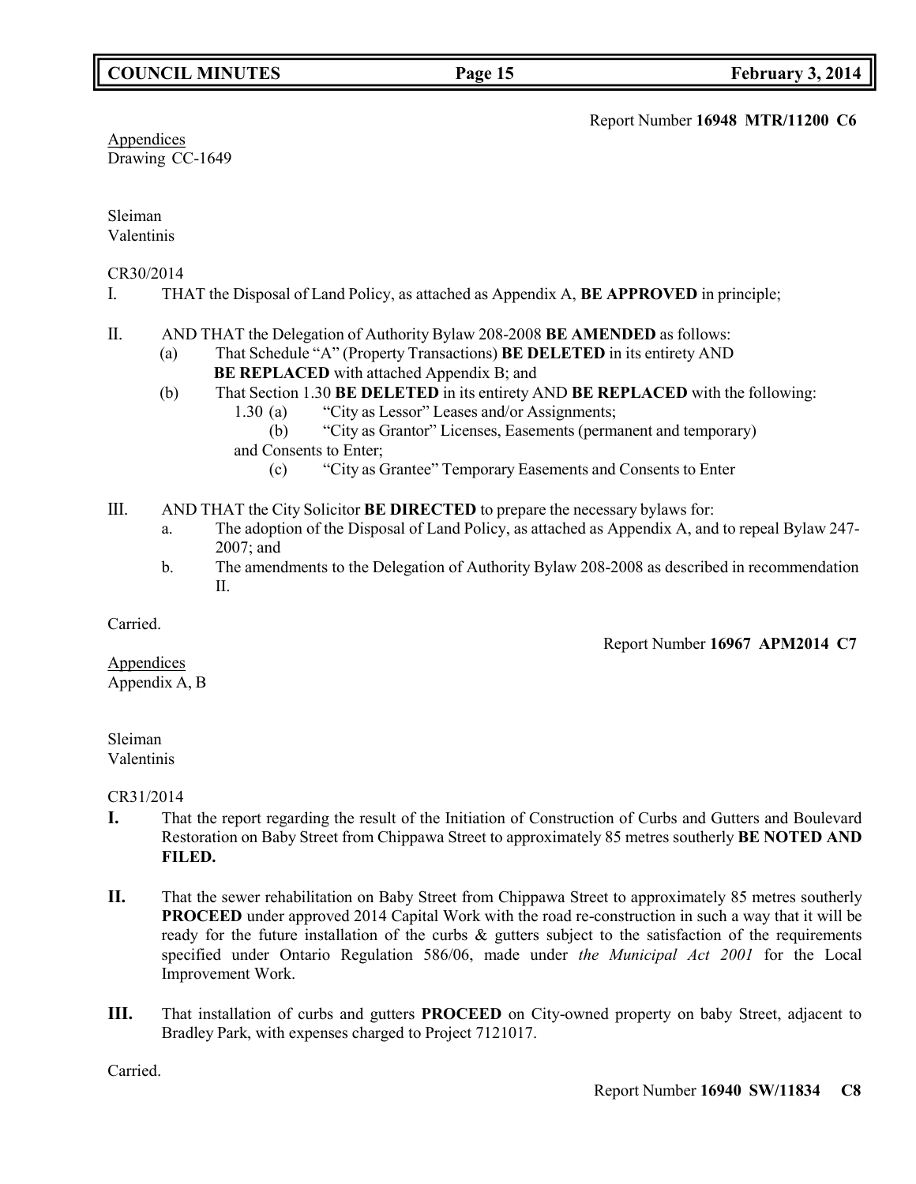Report Number **16948 MTR/11200 C6**

Appendices
Drawing CC-1649

Sleiman
Valentinis

CR30/2014

I. THAT the Disposal of Land Policy, as attached as Appendix A, **BE APPROVED** in principle;

II. AND THAT the Delegation of Authority Bylaw 208-2008 **BE AMENDED** as follows:
   (a) That Schedule "A" (Property Transactions) **BE DELETED** in its entirety AND **BE REPLACED** with attached Appendix B; and
   (b) That Section 1.30 **BE DELETED** in its entirety AND **BE REPLACED** with the following:
      1.30 (a) "City as Lessor" Leases and/or Assignments;
      (b) "City as Grantor" Licenses, Easements (permanent and temporary) and Consents to Enter;
      (c) "City as Grantee" Temporary Easements and Consents to Enter

III. AND THAT the City Solicitor **BE DIRECTED** to prepare the necessary bylaws for:
   a. The adoption of the Disposal of Land Policy, as attached as Appendix A, and to repeal Bylaw 247-2007; and
   b. The amendments to the Delegation of Authority Bylaw 208-2008 as described in recommendation II.

Carried.

Report Number **16967 APM2014 C7**

Appendices
Appendix A, B

Sleiman
Valentinis

CR31/2014

**I.** That the report regarding the result of the Initiation of Construction of Curbs and Gutters and Boulevard Restoration on Baby Street from Chippawa Street to approximately 85 metres southerly **BE NOTED AND FILED.**

**II.** That the sewer rehabilitation on Baby Street from Chippawa Street to approximately 85 metres southerly **PROCEED** under approved 2014 Capital Work with the road re-construction in such a way that it will be ready for the future installation of the curbs & gutters subject to the satisfaction of the requirements specified under Ontario Regulation 586/06, made under *the Municipal Act 2001* for the Local Improvement Work.

**III.** That installation of curbs and gutters **PROCEED** on City-owned property on baby Street, adjacent to Bradley Park, with expenses charged to Project 7121017.

Carried.

Report Number **16940 SW/11834 C8**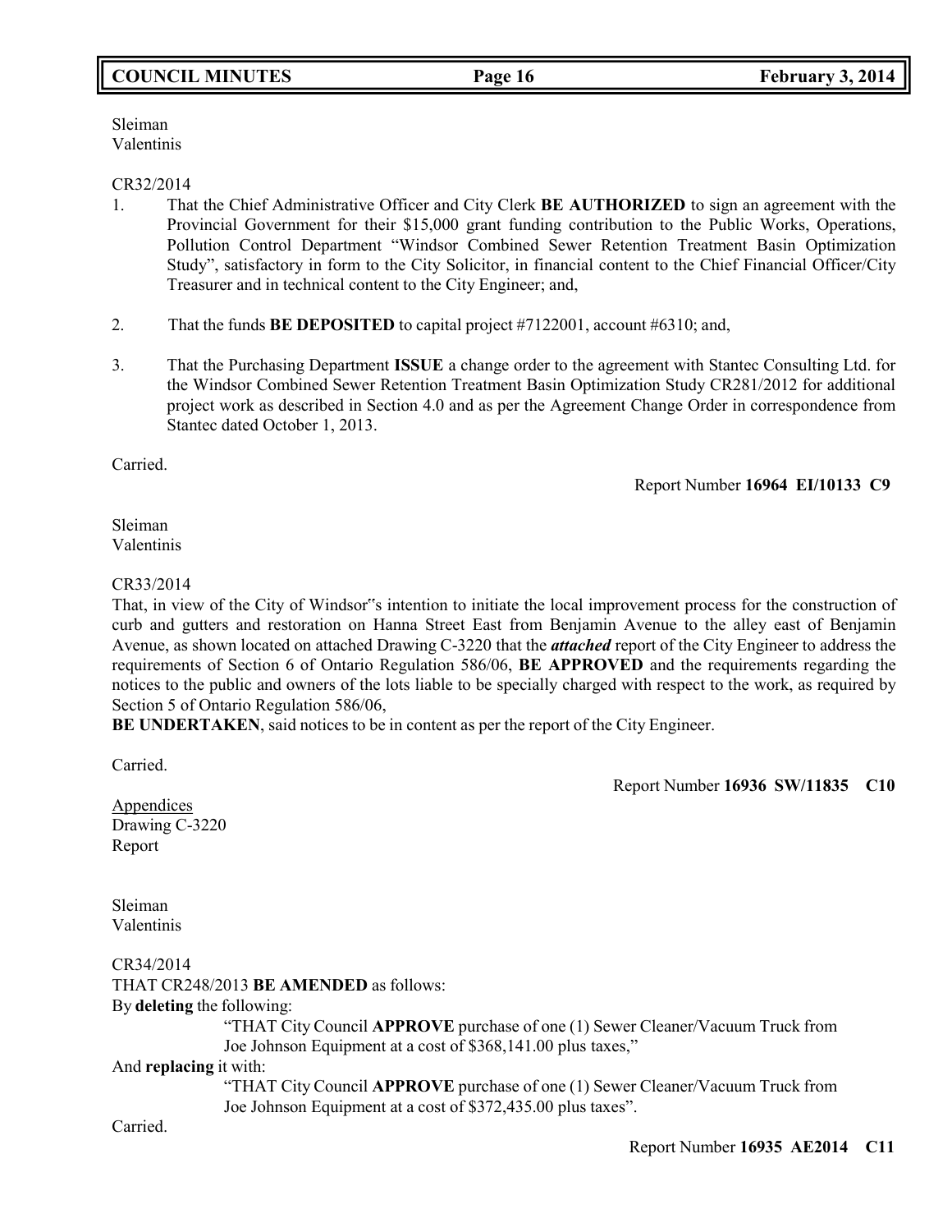Sleiman
Valentinis

CR32/2014

1. That the Chief Administrative Officer and City Clerk **BE AUTHORIZED** to sign an agreement with the Provincial Government for their $15,000 grant funding contribution to the Public Works, Operations, Pollution Control Department "Windsor Combined Sewer Retention Treatment Basin Optimization Study", satisfactory in form to the City Solicitor, in financial content to the Chief Financial Officer/City Treasurer and in technical content to the City Engineer; and,

2. That the funds **BE DEPOSITED** to capital project #7122001, account #6310; and,

3. That the Purchasing Department **ISSUE** a change order to the agreement with Stantec Consulting Ltd. for the Windsor Combined Sewer Retention Treatment Basin Optimization Study CR281/2012 for additional project work as described in Section 4.0 and as per the Agreement Change Order in correspondence from Stantec dated October 1, 2013.

Carried.

Report Number **16964 EI/10133 C9**

Sleiman
Valentinis

CR33/2014

That, in view of the City of Windsor"s intention to initiate the local improvement process for the construction of curb and gutters and restoration on Hanna Street East from Benjamin Avenue to the alley east of Benjamin Avenue, as shown located on attached Drawing C-3220 that the ***attached*** report of the City Engineer to address the requirements of Section 6 of Ontario Regulation 586/06, **BE APPROVED** and the requirements regarding the notices to the public and owners of the lots liable to be specially charged with respect to the work, as required by Section 5 of Ontario Regulation 586/06,
**BE UNDERTAKEN**, said notices to be in content as per the report of the City Engineer.

Carried.

Report Number **16936 SW/11835 C10**

<u>Appendices</u>
Drawing C-3220
Report

Sleiman
Valentinis

CR34/2014
THAT CR248/2013 **BE AMENDED** as follows:
By **deleting** the following:

> "THAT City Council **APPROVE** purchase of one (1) Sewer Cleaner/Vacuum Truck from Joe Johnson Equipment at a cost of $368,141.00 plus taxes,"

And **replacing** it with:

> "THAT City Council **APPROVE** purchase of one (1) Sewer Cleaner/Vacuum Truck from Joe Johnson Equipment at a cost of $372,435.00 plus taxes".

Carried.

Report Number **16935 AE2014 C11**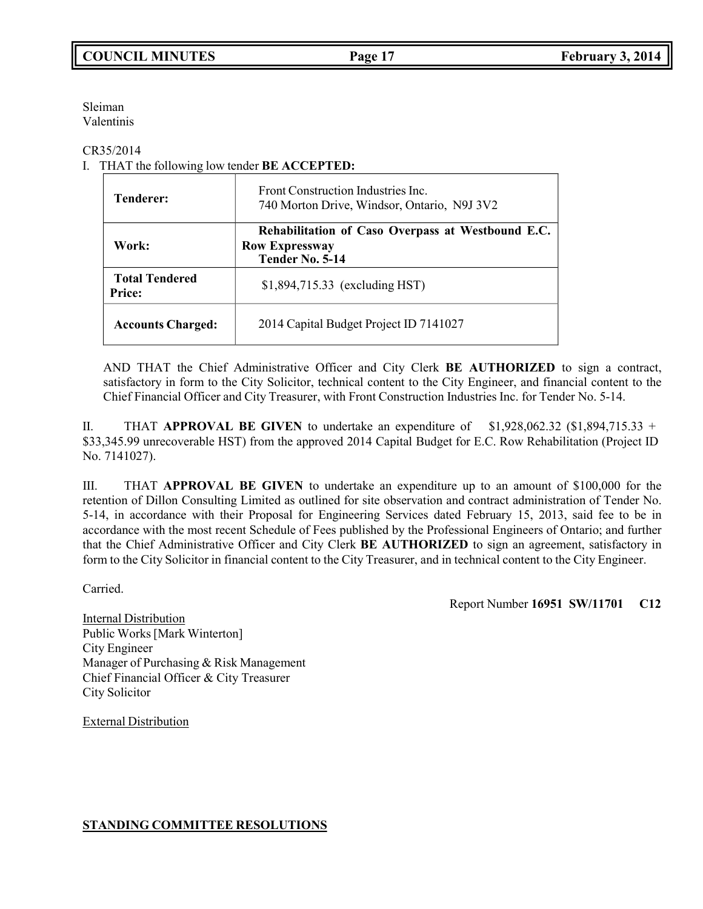Sleiman
Valentinis

CR35/2014

I. THAT the following low tender **BE ACCEPTED:**

| | |
|---|---|
| **Tenderer:** | Front Construction Industries Inc.<br>740 Morton Drive, Windsor, Ontario, N9J 3V2 |
| **Work:** | **Rehabilitation of Caso Overpass at Westbound E.C. Row Expressway**<br>**Tender No. 5-14** |
| **Total Tendered Price:** | $1,894,715.33 (excluding HST) |
| **Accounts Charged:** | 2014 Capital Budget Project ID 7141027 |

AND THAT the Chief Administrative Officer and City Clerk **BE AUTHORIZED** to sign a contract, satisfactory in form to the City Solicitor, technical content to the City Engineer, and financial content to the Chief Financial Officer and City Treasurer, with Front Construction Industries Inc. for Tender No. 5-14.

II. THAT **APPROVAL BE GIVEN** to undertake an expenditure of $1,928,062.32 ($1,894,715.33 + $33,345.99 unrecoverable HST) from the approved 2014 Capital Budget for E.C. Row Rehabilitation (Project ID No. 7141027).

III. THAT **APPROVAL BE GIVEN** to undertake an expenditure up to an amount of $100,000 for the retention of Dillon Consulting Limited as outlined for site observation and contract administration of Tender No. 5-14, in accordance with their Proposal for Engineering Services dated February 15, 2013, said fee to be in accordance with the most recent Schedule of Fees published by the Professional Engineers of Ontario; and further that the Chief Administrative Officer and City Clerk **BE AUTHORIZED** to sign an agreement, satisfactory in form to the City Solicitor in financial content to the City Treasurer, and in technical content to the City Engineer.

Carried.

Report Number **16951 SW/11701 C12**

Internal Distribution
Public Works [Mark Winterton]
City Engineer
Manager of Purchasing & Risk Management
Chief Financial Officer & City Treasurer
City Solicitor

External Distribution

## STANDING COMMITTEE RESOLUTIONS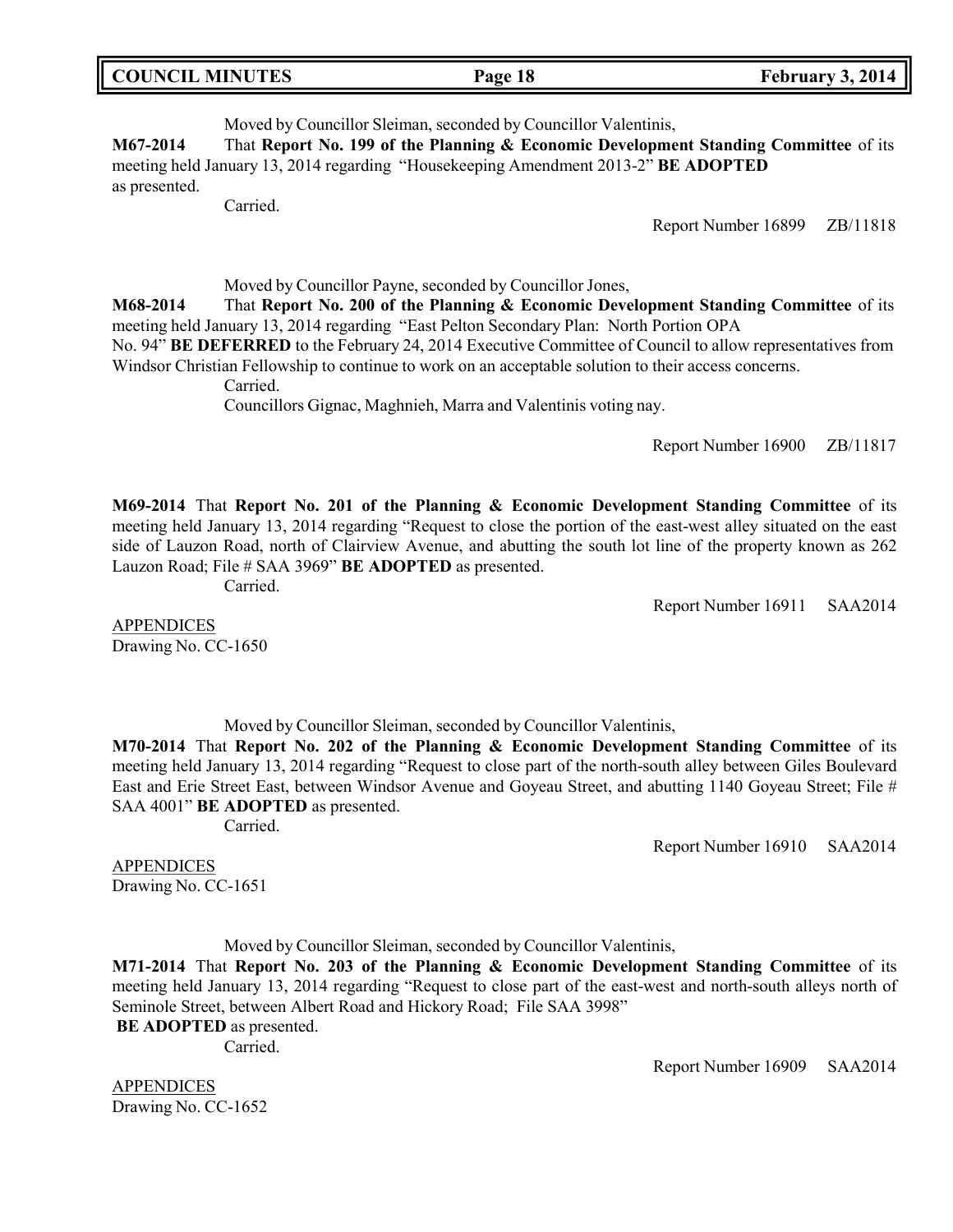Moved by Councillor Sleiman, seconded by Councillor Valentinis,

**M67-2014** That **Report No. 199 of the Planning & Economic Development Standing Committee** of its meeting held January 13, 2014 regarding "Housekeeping Amendment 2013-2" **BE ADOPTED** as presented.

Carried.

Report Number 16899 ZB/11818

Moved by Councillor Payne, seconded by Councillor Jones,

**M68-2014** That **Report No. 200 of the Planning & Economic Development Standing Committee** of its meeting held January 13, 2014 regarding "East Pelton Secondary Plan: North Portion OPA No. 94" **BE DEFERRED** to the February 24, 2014 Executive Committee of Council to allow representatives from Windsor Christian Fellowship to continue to work on an acceptable solution to their access concerns.

Carried.

Councillors Gignac, Maghnieh, Marra and Valentinis voting nay.

Report Number 16900 ZB/11817

**M69-2014** That **Report No. 201 of the Planning & Economic Development Standing Committee** of its meeting held January 13, 2014 regarding "Request to close the portion of the east-west alley situated on the east side of Lauzon Road, north of Clairview Avenue, and abutting the south lot line of the property known as 262 Lauzon Road; File # SAA 3969" **BE ADOPTED** as presented.

Carried.

Report Number 16911 SAA2014

APPENDICES
Drawing No. CC-1650

Moved by Councillor Sleiman, seconded by Councillor Valentinis,

**M70-2014** That **Report No. 202 of the Planning & Economic Development Standing Committee** of its meeting held January 13, 2014 regarding "Request to close part of the north-south alley between Giles Boulevard East and Erie Street East, between Windsor Avenue and Goyeau Street, and abutting 1140 Goyeau Street; File # SAA 4001" **BE ADOPTED** as presented.

Carried.

Report Number 16910 SAA2014

APPENDICES
Drawing No. CC-1651

Moved by Councillor Sleiman, seconded by Councillor Valentinis,

**M71-2014** That **Report No. 203 of the Planning & Economic Development Standing Committee** of its meeting held January 13, 2014 regarding "Request to close part of the east-west and north-south alleys north of Seminole Street, between Albert Road and Hickory Road; File SAA 3998" **BE ADOPTED** as presented.

Carried.

Report Number 16909 SAA2014

APPENDICES
Drawing No. CC-1652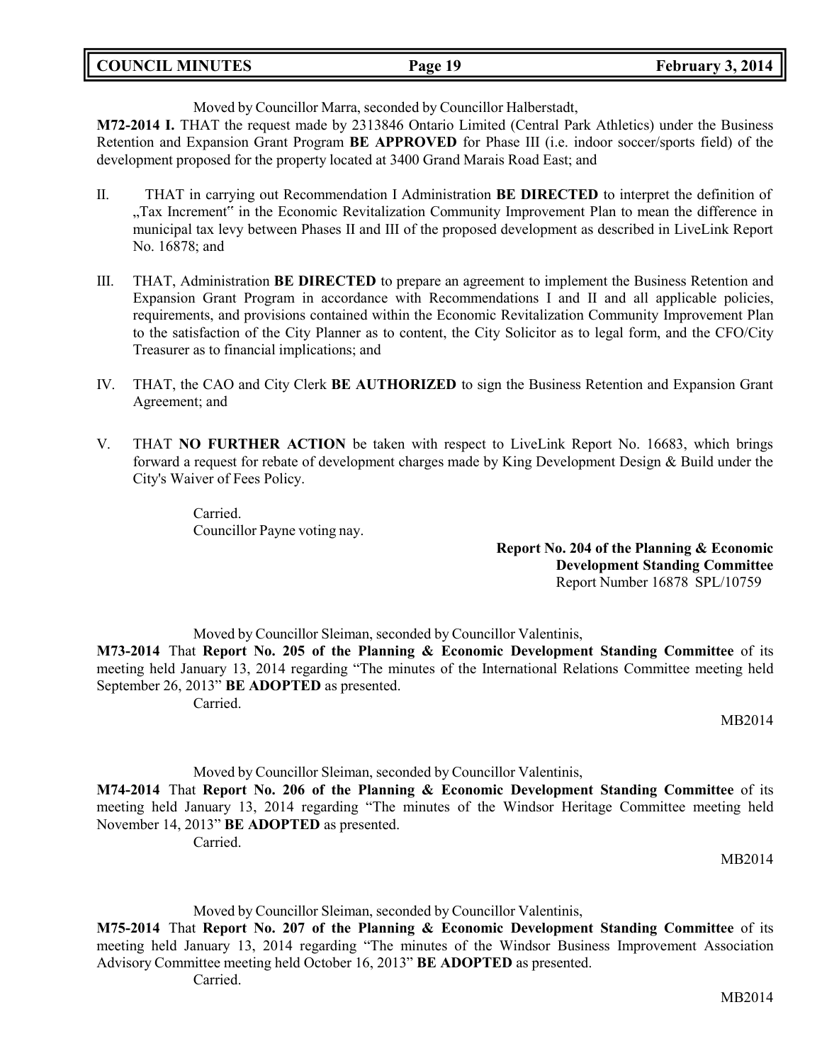Moved by Councillor Marra, seconded by Councillor Halberstadt,

**M72-2014 I.** THAT the request made by 2313846 Ontario Limited (Central Park Athletics) under the Business Retention and Expansion Grant Program **BE APPROVED** for Phase III (i.e. indoor soccer/sports field) of the development proposed for the property located at 3400 Grand Marais Road East; and

II. THAT in carrying out Recommendation I Administration **BE DIRECTED** to interpret the definition of „Tax Increment" in the Economic Revitalization Community Improvement Plan to mean the difference in municipal tax levy between Phases II and III of the proposed development as described in LiveLink Report No. 16878; and

III. THAT, Administration **BE DIRECTED** to prepare an agreement to implement the Business Retention and Expansion Grant Program in accordance with Recommendations I and II and all applicable policies, requirements, and provisions contained within the Economic Revitalization Community Improvement Plan to the satisfaction of the City Planner as to content, the City Solicitor as to legal form, and the CFO/City Treasurer as to financial implications; and

IV. THAT, the CAO and City Clerk **BE AUTHORIZED** to sign the Business Retention and Expansion Grant Agreement; and

V. THAT **NO FURTHER ACTION** be taken with respect to LiveLink Report No. 16683, which brings forward a request for rebate of development charges made by King Development Design & Build under the City's Waiver of Fees Policy.

Carried.
Councillor Payne voting nay.

**Report No. 204 of the Planning & Economic Development Standing Committee**
Report Number 16878 SPL/10759

Moved by Councillor Sleiman, seconded by Councillor Valentinis,

**M73-2014** That **Report No. 205 of the Planning & Economic Development Standing Committee** of its meeting held January 13, 2014 regarding "The minutes of the International Relations Committee meeting held September 26, 2013" **BE ADOPTED** as presented.

Carried.

MB2014

Moved by Councillor Sleiman, seconded by Councillor Valentinis,

**M74-2014** That **Report No. 206 of the Planning & Economic Development Standing Committee** of its meeting held January 13, 2014 regarding "The minutes of the Windsor Heritage Committee meeting held November 14, 2013" **BE ADOPTED** as presented.

Carried.

MB2014

Moved by Councillor Sleiman, seconded by Councillor Valentinis,

**M75-2014** That **Report No. 207 of the Planning & Economic Development Standing Committee** of its meeting held January 13, 2014 regarding "The minutes of the Windsor Business Improvement Association Advisory Committee meeting held October 16, 2013" **BE ADOPTED** as presented.

Carried.

MB2014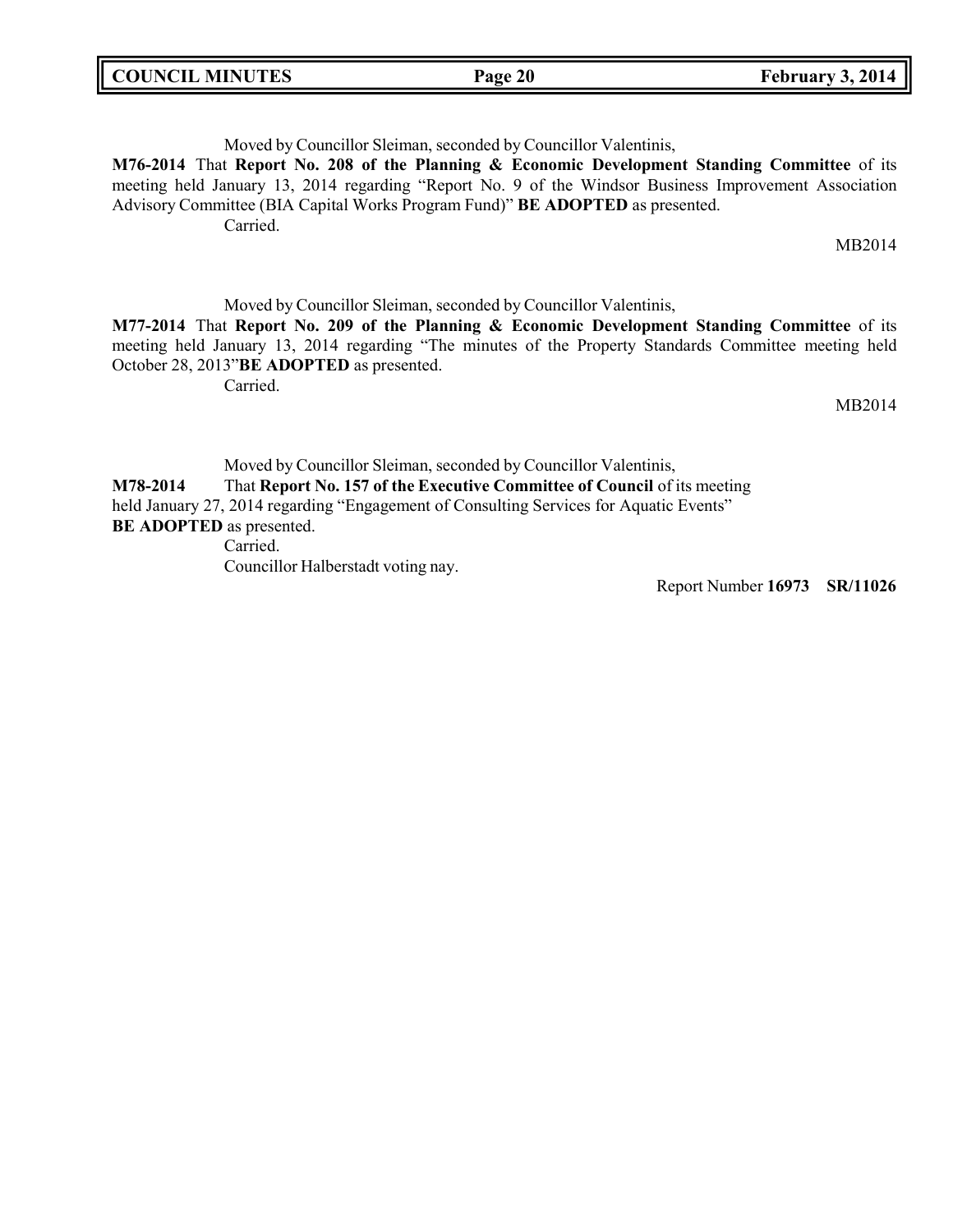Moved by Councillor Sleiman, seconded by Councillor Valentinis,

**M76-2014** That **Report No. 208 of the Planning & Economic Development Standing Committee** of its meeting held January 13, 2014 regarding "Report No. 9 of the Windsor Business Improvement Association Advisory Committee (BIA Capital Works Program Fund)" **BE ADOPTED** as presented.

Carried.

MB2014

Moved by Councillor Sleiman, seconded by Councillor Valentinis,

**M77-2014** That **Report No. 209 of the Planning & Economic Development Standing Committee** of its meeting held January 13, 2014 regarding "The minutes of the Property Standards Committee meeting held October 28, 2013"**BE ADOPTED** as presented.

Carried.

MB2014

Moved by Councillor Sleiman, seconded by Councillor Valentinis,

**M78-2014** That **Report No. 157 of the Executive Committee of Council** of its meeting held January 27, 2014 regarding "Engagement of Consulting Services for Aquatic Events" **BE ADOPTED** as presented.

Carried.

Councillor Halberstadt voting nay.

Report Number **16973** **SR/11026**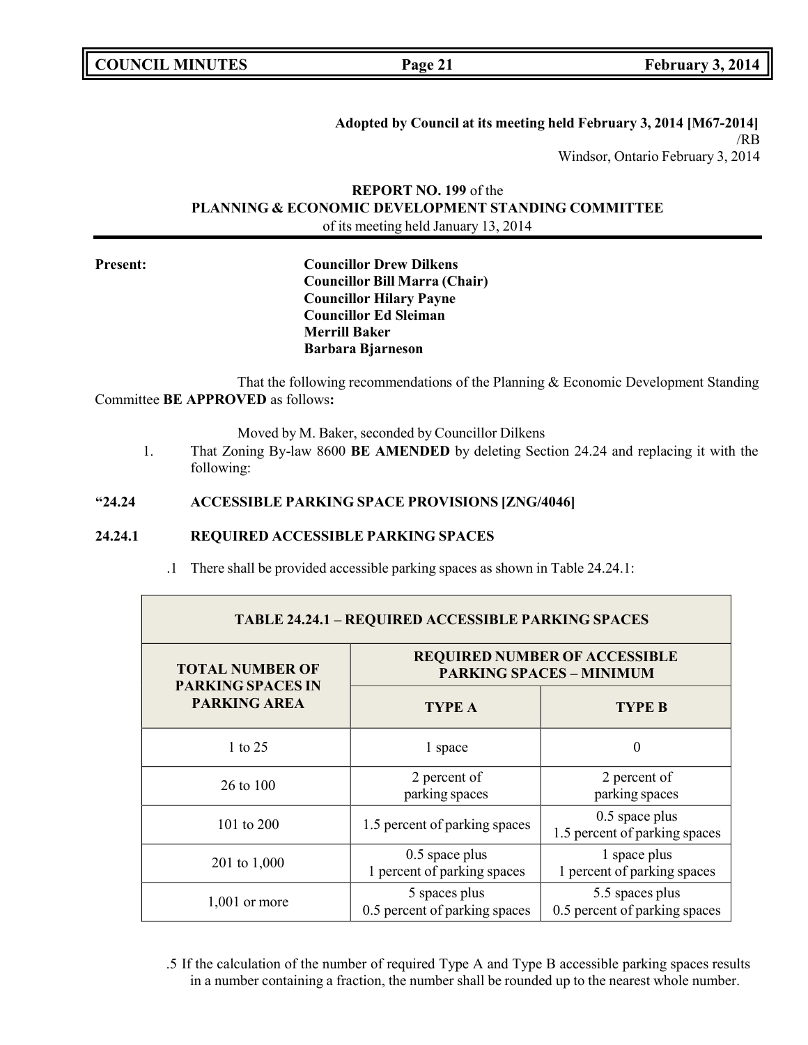**Adopted by Council at its meeting held February 3, 2014 [M67-2014]**
/RB
Windsor, Ontario February 3, 2014

**REPORT NO. 199** of the
**PLANNING & ECONOMIC DEVELOPMENT STANDING COMMITTEE**
of its meeting held January 13, 2014

**Present:**

**Councillor Drew Dilkens**
**Councillor Bill Marra (Chair)**
**Councillor Hilary Payne**
**Councillor Ed Sleiman**
**Merrill Baker**
**Barbara Bjarneson**

That the following recommendations of the Planning & Economic Development Standing Committee **BE APPROVED** as follows**:**

Moved by M. Baker, seconded by Councillor Dilkens

1. That Zoning By-law 8600 **BE AMENDED** by deleting Section 24.24 and replacing it with the following:

**"24.24 ACCESSIBLE PARKING SPACE PROVISIONS [ZNG/4046]**

**24.24.1 REQUIRED ACCESSIBLE PARKING SPACES**

.1 There shall be provided accessible parking spaces as shown in Table 24.24.1:

| TABLE 24.24.1 – REQUIRED ACCESSIBLE PARKING SPACES | | |
|---|---|---|
| **TOTAL NUMBER OF PARKING SPACES IN PARKING AREA** | **REQUIRED NUMBER OF ACCESSIBLE PARKING SPACES – MINIMUM** | |
| | **TYPE A** | **TYPE B** |
| 1 to 25 | 1 space | 0 |
| 26 to 100 | 2 percent of parking spaces | 2 percent of parking spaces |
| 101 to 200 | 1.5 percent of parking spaces | 0.5 space plus 1.5 percent of parking spaces |
| 201 to 1,000 | 0.5 space plus 1 percent of parking spaces | 1 space plus 1 percent of parking spaces |
| 1,001 or more | 5 spaces plus 0.5 percent of parking spaces | 5.5 spaces plus 0.5 percent of parking spaces |

.5 If the calculation of the number of required Type A and Type B accessible parking spaces results in a number containing a fraction, the number shall be rounded up to the nearest whole number.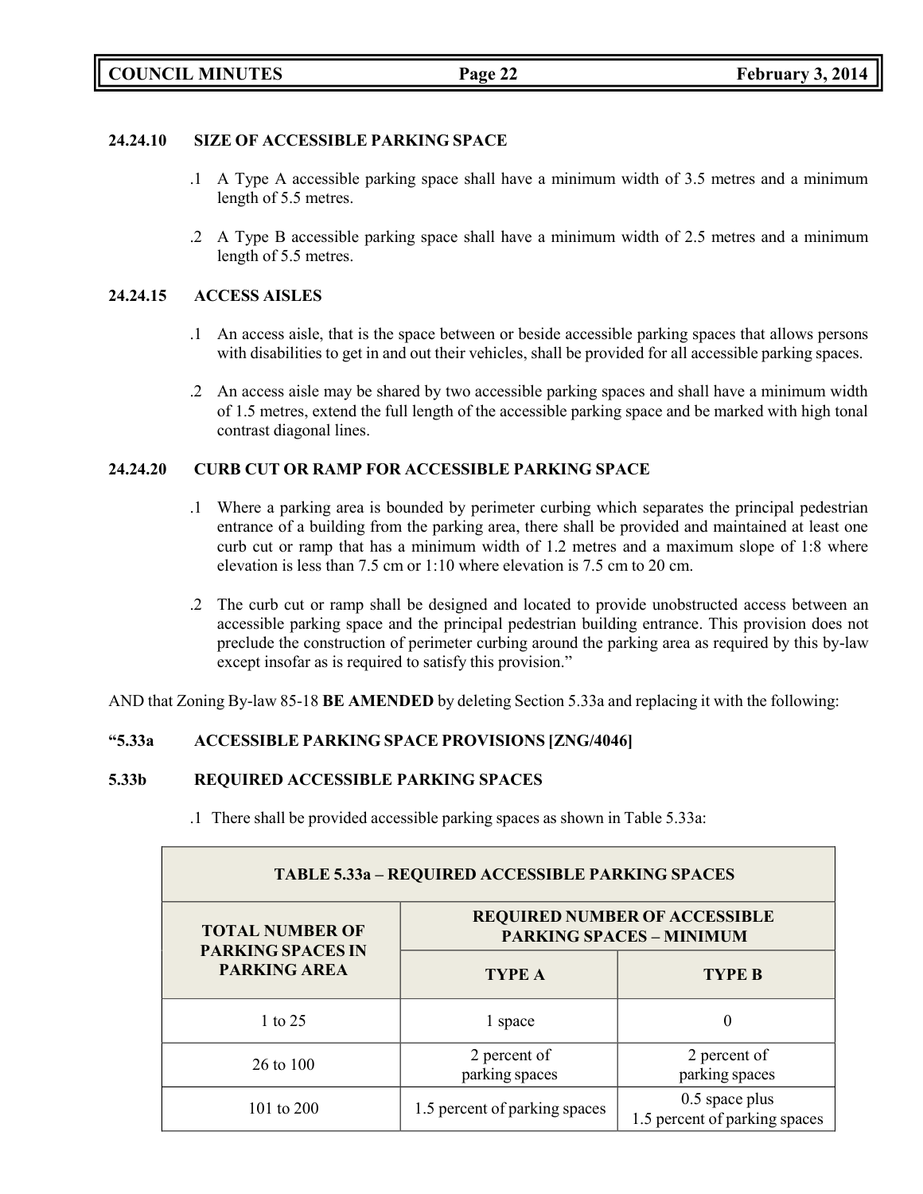### 24.24.10 SIZE OF ACCESSIBLE PARKING SPACE

.1 A Type A accessible parking space shall have a minimum width of 3.5 metres and a minimum length of 5.5 metres.

.2 A Type B accessible parking space shall have a minimum width of 2.5 metres and a minimum length of 5.5 metres.

### 24.24.15 ACCESS AISLES

.1 An access aisle, that is the space between or beside accessible parking spaces that allows persons with disabilities to get in and out their vehicles, shall be provided for all accessible parking spaces.

.2 An access aisle may be shared by two accessible parking spaces and shall have a minimum width of 1.5 metres, extend the full length of the accessible parking space and be marked with high tonal contrast diagonal lines.

### 24.24.20 CURB CUT OR RAMP FOR ACCESSIBLE PARKING SPACE

.1 Where a parking area is bounded by perimeter curbing which separates the principal pedestrian entrance of a building from the parking area, there shall be provided and maintained at least one curb cut or ramp that has a minimum width of 1.2 metres and a maximum slope of 1:8 where elevation is less than 7.5 cm or 1:10 where elevation is 7.5 cm to 20 cm.

.2 The curb cut or ramp shall be designed and located to provide unobstructed access between an accessible parking space and the principal pedestrian building entrance. This provision does not preclude the construction of perimeter curbing around the parking area as required by this by-law except insofar as is required to satisfy this provision."

AND that Zoning By-law 85-18 **BE AMENDED** by deleting Section 5.33a and replacing it with the following:

### "5.33a ACCESSIBLE PARKING SPACE PROVISIONS [ZNG/4046]

### 5.33b REQUIRED ACCESSIBLE PARKING SPACES

.1 There shall be provided accessible parking spaces as shown in Table 5.33a:

| TABLE 5.33a – REQUIRED ACCESSIBLE PARKING SPACES | | |
|---|---|---|
| **TOTAL NUMBER OF PARKING SPACES IN PARKING AREA** | **REQUIRED NUMBER OF ACCESSIBLE PARKING SPACES – MINIMUM** | |
| | **TYPE A** | **TYPE B** |
| 1 to 25 | 1 space | 0 |
| 26 to 100 | 2 percent of parking spaces | 2 percent of parking spaces |
| 101 to 200 | 1.5 percent of parking spaces | 0.5 space plus 1.5 percent of parking spaces |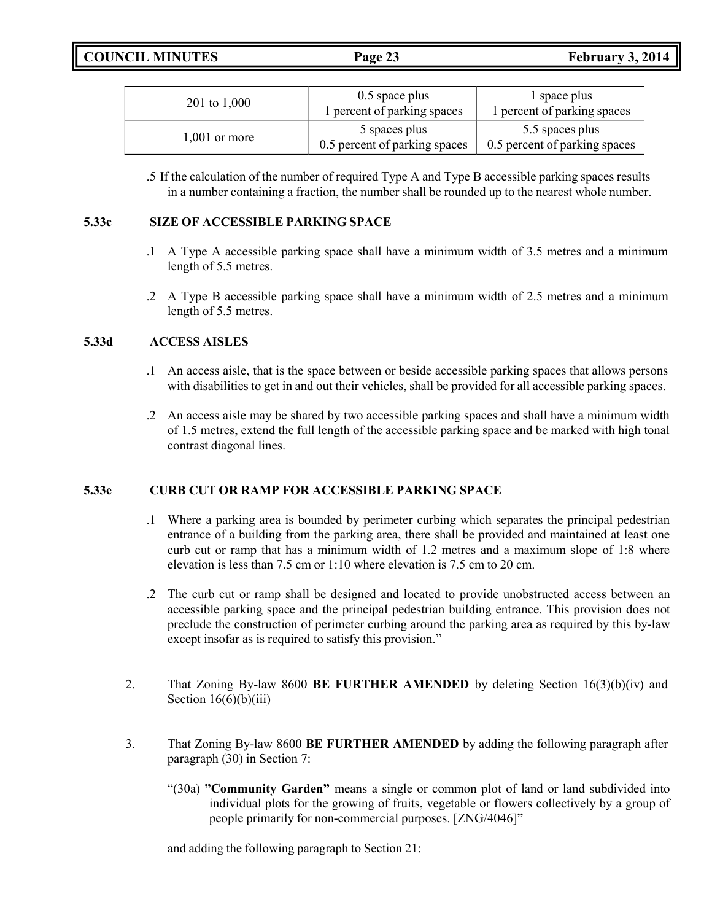| | | |
|---|---|---|
| 201 to 1,000 | 0.5 space plus 1 percent of parking spaces | 1 space plus 1 percent of parking spaces |
| 1,001 or more | 5 spaces plus 0.5 percent of parking spaces | 5.5 spaces plus 0.5 percent of parking spaces |

.5 If the calculation of the number of required Type A and Type B accessible parking spaces results in a number containing a fraction, the number shall be rounded up to the nearest whole number.

**5.33c SIZE OF ACCESSIBLE PARKING SPACE**

.1 A Type A accessible parking space shall have a minimum width of 3.5 metres and a minimum length of 5.5 metres.

.2 A Type B accessible parking space shall have a minimum width of 2.5 metres and a minimum length of 5.5 metres.

**5.33d ACCESS AISLES**

.1 An access aisle, that is the space between or beside accessible parking spaces that allows persons with disabilities to get in and out their vehicles, shall be provided for all accessible parking spaces.

.2 An access aisle may be shared by two accessible parking spaces and shall have a minimum width of 1.5 metres, extend the full length of the accessible parking space and be marked with high tonal contrast diagonal lines.

**5.33e CURB CUT OR RAMP FOR ACCESSIBLE PARKING SPACE**

.1 Where a parking area is bounded by perimeter curbing which separates the principal pedestrian entrance of a building from the parking area, there shall be provided and maintained at least one curb cut or ramp that has a minimum width of 1.2 metres and a maximum slope of 1:8 where elevation is less than 7.5 cm or 1:10 where elevation is 7.5 cm to 20 cm.

.2 The curb cut or ramp shall be designed and located to provide unobstructed access between an accessible parking space and the principal pedestrian building entrance. This provision does not preclude the construction of perimeter curbing around the parking area as required by this by-law except insofar as is required to satisfy this provision."

2. That Zoning By-law 8600 **BE FURTHER AMENDED** by deleting Section 16(3)(b)(iv) and Section 16(6)(b)(iii)

3. That Zoning By-law 8600 **BE FURTHER AMENDED** by adding the following paragraph after paragraph (30) in Section 7:

"(30a) **"Community Garden"** means a single or common plot of land or land subdivided into individual plots for the growing of fruits, vegetable or flowers collectively by a group of people primarily for non-commercial purposes. [ZNG/4046]"

and adding the following paragraph to Section 21: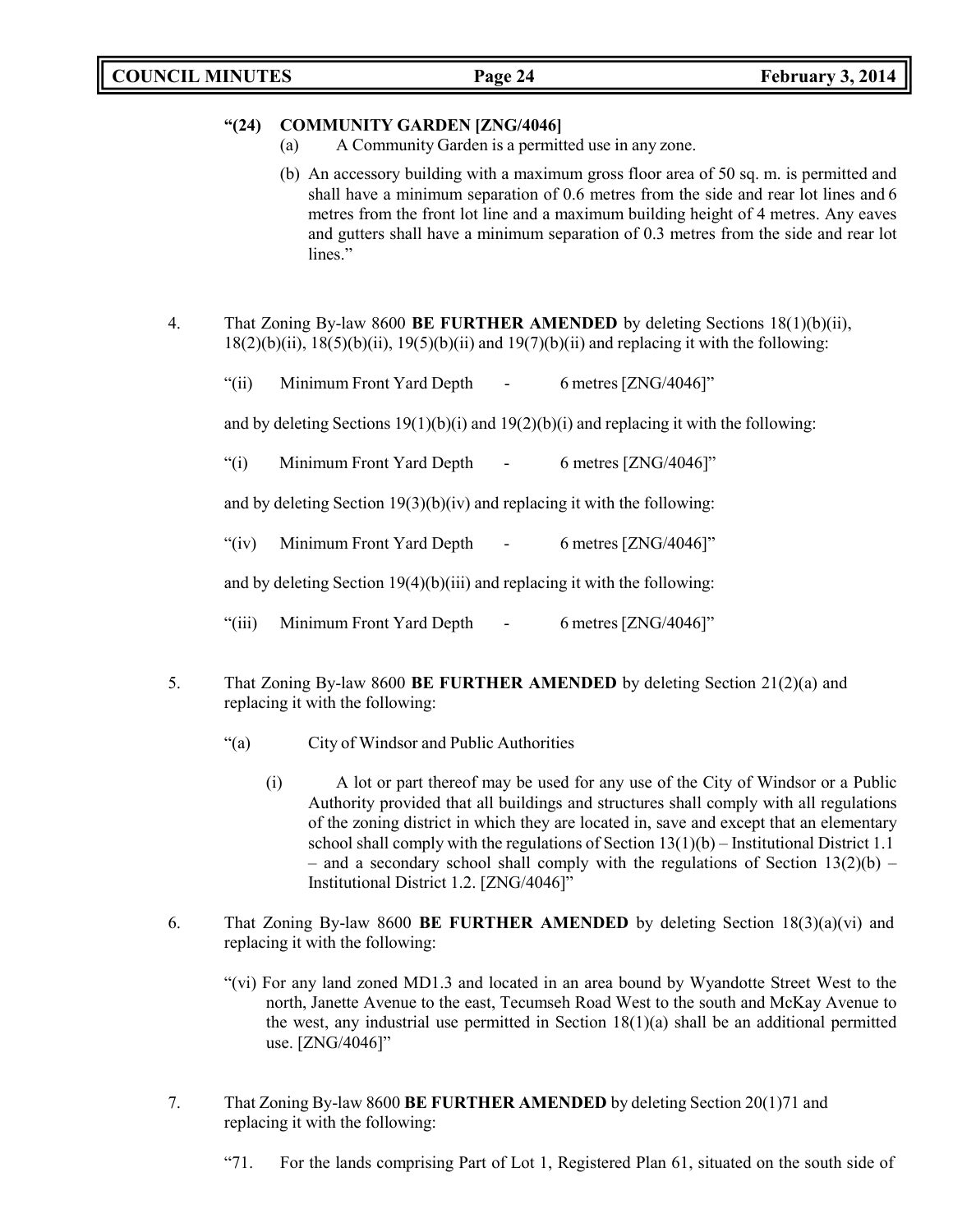**"(24) COMMUNITY GARDEN [ZNG/4046]**

(a) A Community Garden is a permitted use in any zone.

(b) An accessory building with a maximum gross floor area of 50 sq. m. is permitted and shall have a minimum separation of 0.6 metres from the side and rear lot lines and 6 metres from the front lot line and a maximum building height of 4 metres. Any eaves and gutters shall have a minimum separation of 0.3 metres from the side and rear lot lines."

4. That Zoning By-law 8600 **BE FURTHER AMENDED** by deleting Sections 18(1)(b)(ii), 18(2)(b)(ii), 18(5)(b)(ii), 19(5)(b)(ii) and 19(7)(b)(ii) and replacing it with the following:

   "(ii) Minimum Front Yard Depth - 6 metres [ZNG/4046]"

   and by deleting Sections 19(1)(b)(i) and 19(2)(b)(i) and replacing it with the following:

   "(i) Minimum Front Yard Depth - 6 metres [ZNG/4046]"

   and by deleting Section 19(3)(b)(iv) and replacing it with the following:

   "(iv) Minimum Front Yard Depth - 6 metres [ZNG/4046]"

   and by deleting Section 19(4)(b)(iii) and replacing it with the following:

   "(iii) Minimum Front Yard Depth - 6 metres [ZNG/4046]"

5. That Zoning By-law 8600 **BE FURTHER AMENDED** by deleting Section 21(2)(a) and replacing it with the following:

   "(a) City of Windsor and Public Authorities

   (i) A lot or part thereof may be used for any use of the City of Windsor or a Public Authority provided that all buildings and structures shall comply with all regulations of the zoning district in which they are located in, save and except that an elementary school shall comply with the regulations of Section 13(1)(b) – Institutional District 1.1 – and a secondary school shall comply with the regulations of Section 13(2)(b) – Institutional District 1.2. [ZNG/4046]"

6. That Zoning By-law 8600 **BE FURTHER AMENDED** by deleting Section 18(3)(a)(vi) and replacing it with the following:

   "(vi) For any land zoned MD1.3 and located in an area bound by Wyandotte Street West to the north, Janette Avenue to the east, Tecumseh Road West to the south and McKay Avenue to the west, any industrial use permitted in Section 18(1)(a) shall be an additional permitted use. [ZNG/4046]"

7. That Zoning By-law 8600 **BE FURTHER AMENDED** by deleting Section 20(1)71 and replacing it with the following:

   "71. For the lands comprising Part of Lot 1, Registered Plan 61, situated on the south side of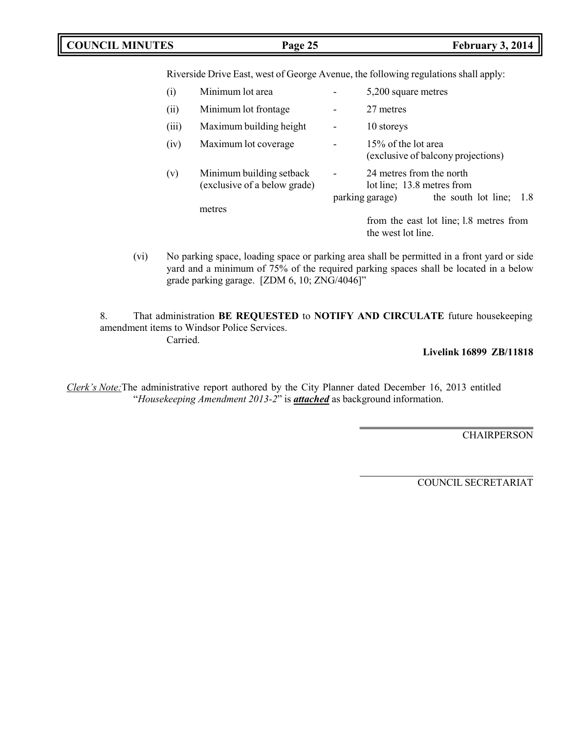Riverside Drive East, west of George Avenue, the following regulations shall apply:

| | | | |
|---|---|---|---|
| (i) | Minimum lot area | - | 5,200 square metres |
| (ii) | Minimum lot frontage | - | 27 metres |
| (iii) | Maximum building height | - | 10 storeys |
| (iv) | Maximum lot coverage | - | 15% of the lot area (exclusive of balcony projections) |
| (v) | Minimum building setback (exclusive of a below grade parking garage) | - | 24 metres from the north lot line; 13.8 metres from the south lot line; 1.8 metres from the east lot line; l.8 metres from the west lot line. |

(vi) No parking space, loading space or parking area shall be permitted in a front yard or side yard and a minimum of 75% of the required parking spaces shall be located in a below grade parking garage. [ZDM 6, 10; ZNG/4046]"

8. That administration **BE REQUESTED** to **NOTIFY AND CIRCULATE** future housekeeping amendment items to Windsor Police Services.

Carried.

**Livelink 16899 ZB/11818**

*Clerk's Note:* The administrative report authored by the City Planner dated December 16, 2013 entitled "*Housekeeping Amendment 2013-2*" is ***attached*** as background information.

CHAIRPERSON

COUNCIL SECRETARIAT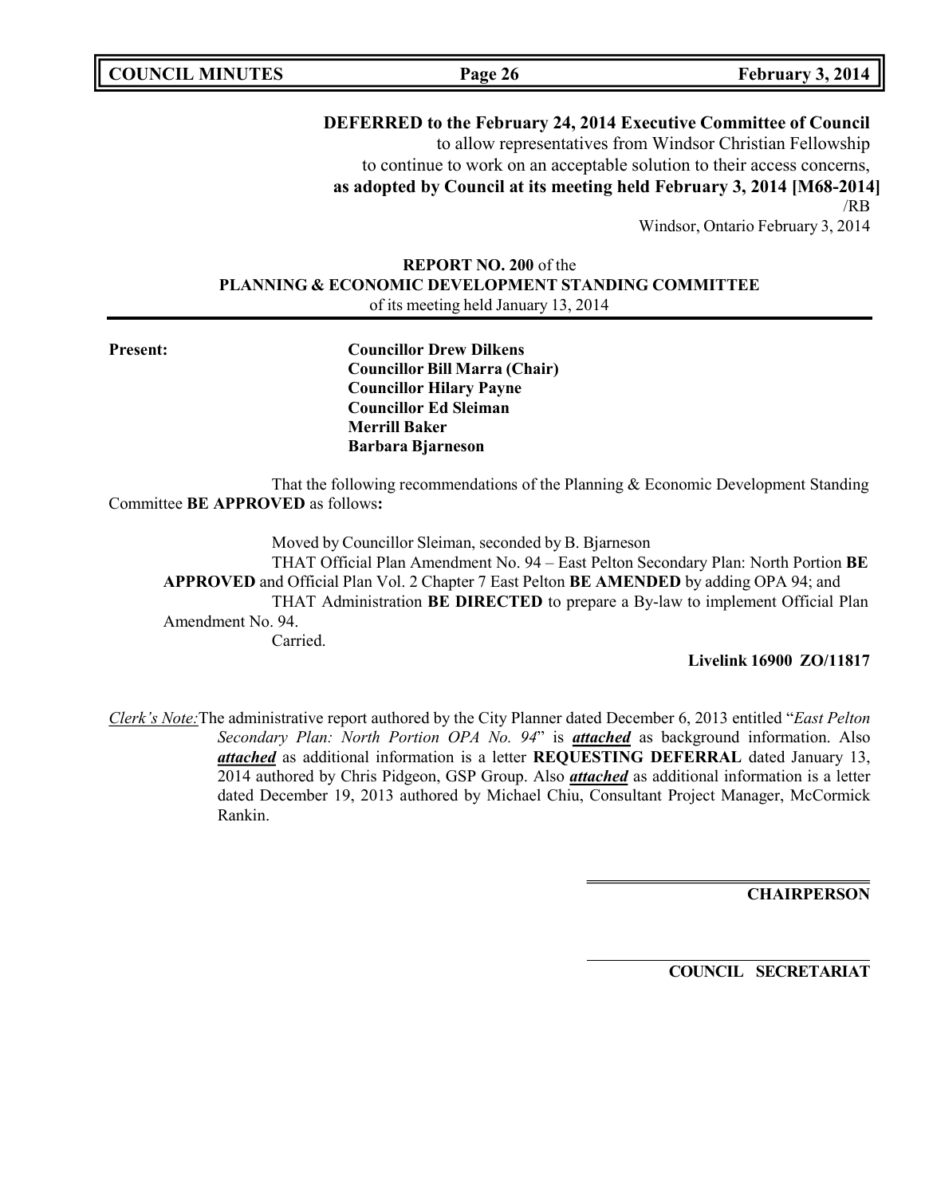**DEFERRED to the February 24, 2014 Executive Committee of Council**
to allow representatives from Windsor Christian Fellowship
to continue to work on an acceptable solution to their access concerns,
**as adopted by Council at its meeting held February 3, 2014 [M68-2014]**
/RB
Windsor, Ontario February 3, 2014

**REPORT NO. 200** of the
**PLANNING & ECONOMIC DEVELOPMENT STANDING COMMITTEE**
of its meeting held January 13, 2014

---

**Present:**

**Councillor Drew Dilkens**
**Councillor Bill Marra (Chair)**
**Councillor Hilary Payne**
**Councillor Ed Sleiman**
**Merrill Baker**
**Barbara Bjarneson**

That the following recommendations of the Planning & Economic Development Standing Committee **BE APPROVED** as follows**:**

Moved by Councillor Sleiman, seconded by B. Bjarneson

THAT Official Plan Amendment No. 94 – East Pelton Secondary Plan: North Portion **BE APPROVED** and Official Plan Vol. 2 Chapter 7 East Pelton **BE AMENDED** by adding OPA 94; and

THAT Administration **BE DIRECTED** to prepare a By-law to implement Official Plan Amendment No. 94.

Carried.

**Livelink 16900 ZO/11817**

*Clerk's Note:* The administrative report authored by the City Planner dated December 6, 2013 entitled "*East Pelton Secondary Plan: North Portion OPA No. 94*" is ***attached*** as background information. Also ***attached*** as additional information is a letter **REQUESTING DEFERRAL** dated January 13, 2014 authored by Chris Pidgeon, GSP Group. Also ***attached*** as additional information is a letter dated December 19, 2013 authored by Michael Chiu, Consultant Project Manager, McCormick Rankin.

**CHAIRPERSON**

**COUNCIL SECRETARIAT**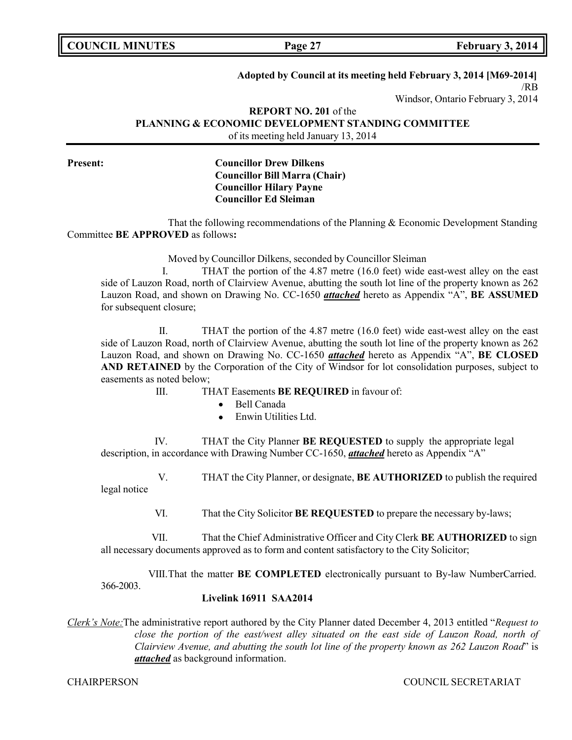**Adopted by Council at its meeting held February 3, 2014 [M69-2014]**
/RB
Windsor, Ontario February 3, 2014

**REPORT NO. 201** of the
**PLANNING & ECONOMIC DEVELOPMENT STANDING COMMITTEE**
of its meeting held January 13, 2014

**Present:**

**Councillor Drew Dilkens**
**Councillor Bill Marra (Chair)**
**Councillor Hilary Payne**
**Councillor Ed Sleiman**

That the following recommendations of the Planning & Economic Development Standing Committee **BE APPROVED** as follows**:**

Moved by Councillor Dilkens, seconded by Councillor Sleiman

I. THAT the portion of the 4.87 metre (16.0 feet) wide east-west alley on the east side of Lauzon Road, north of Clairview Avenue, abutting the south lot line of the property known as 262 Lauzon Road, and shown on Drawing No. CC-1650 ***attached*** hereto as Appendix "A", **BE ASSUMED** for subsequent closure;

II. THAT the portion of the 4.87 metre (16.0 feet) wide east-west alley on the east side of Lauzon Road, north of Clairview Avenue, abutting the south lot line of the property known as 262 Lauzon Road, and shown on Drawing No. CC-1650 ***attached*** hereto as Appendix "A", **BE CLOSED AND RETAINED** by the Corporation of the City of Windsor for lot consolidation purposes, subject to easements as noted below;

III. THAT Easements **BE REQUIRED** in favour of:

- Bell Canada
- Enwin Utilities Ltd.

IV. THAT the City Planner **BE REQUESTED** to supply the appropriate legal description, in accordance with Drawing Number CC-1650, ***attached*** hereto as Appendix "A"

V. THAT the City Planner, or designate, **BE AUTHORIZED** to publish the required legal notice

VI. That the City Solicitor **BE REQUESTED** to prepare the necessary by-laws;

VII. That the Chief Administrative Officer and City Clerk **BE AUTHORIZED** to sign all necessary documents approved as to form and content satisfactory to the City Solicitor;

VIII. That the matter **BE COMPLETED** electronically pursuant to By-law Number 366-2003.

Carried.

**Livelink 16911 SAA2014**

*Clerk's Note:* The administrative report authored by the City Planner dated December 4, 2013 entitled "*Request to close the portion of the east/west alley situated on the east side of Lauzon Road, north of Clairview Avenue, and abutting the south lot line of the property known as 262 Lauzon Road*" is ***attached*** as background information.

CHAIRPERSON

COUNCIL SECRETARIAT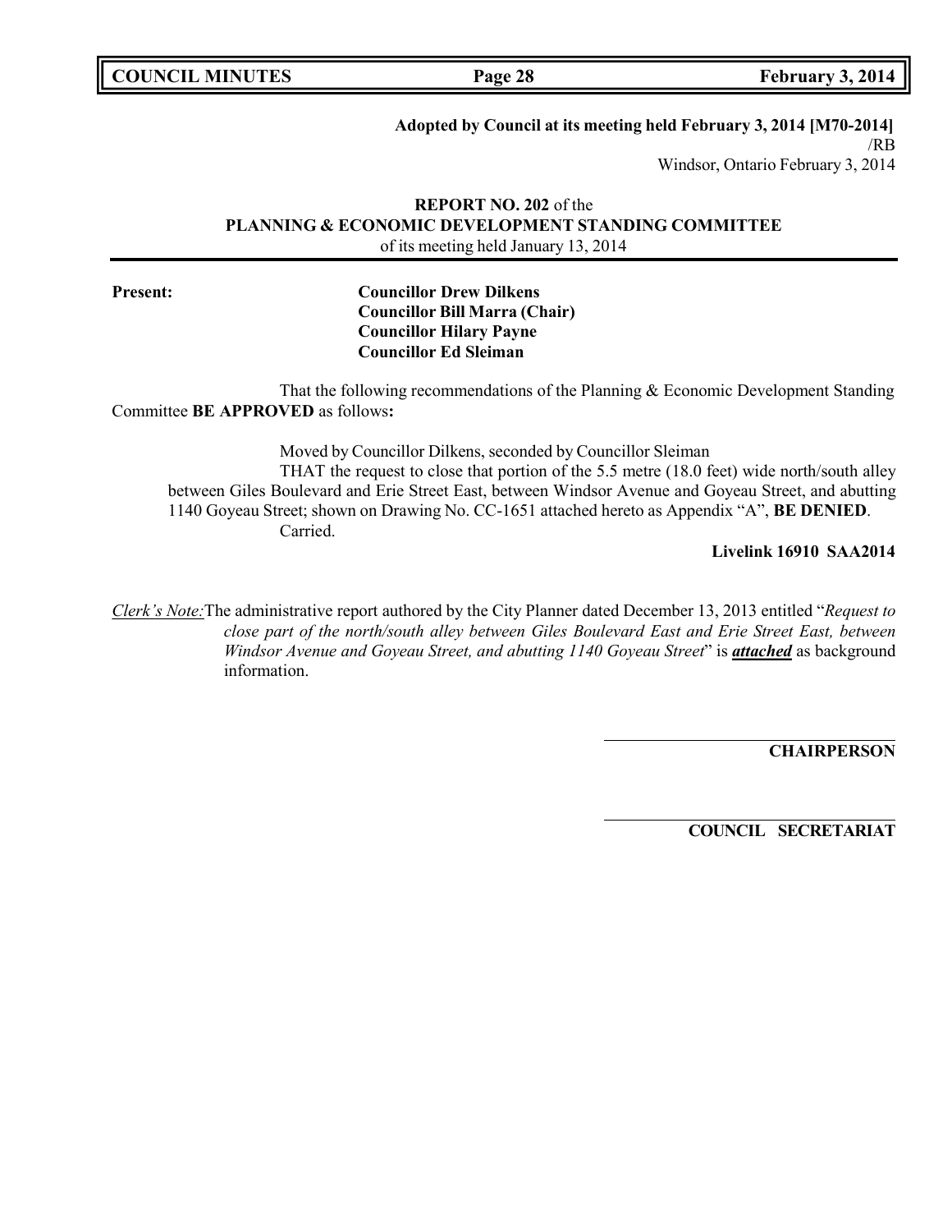**Adopted by Council at its meeting held February 3, 2014 [M70-2014]**
/RB
Windsor, Ontario February 3, 2014

**REPORT NO. 202** of the
**PLANNING & ECONOMIC DEVELOPMENT STANDING COMMITTEE**
of its meeting held January 13, 2014

**Present:**

**Councillor Drew Dilkens**
**Councillor Bill Marra (Chair)**
**Councillor Hilary Payne**
**Councillor Ed Sleiman**

That the following recommendations of the Planning & Economic Development Standing Committee **BE APPROVED** as follows**:**

Moved by Councillor Dilkens, seconded by Councillor Sleiman

THAT the request to close that portion of the 5.5 metre (18.0 feet) wide north/south alley between Giles Boulevard and Erie Street East, between Windsor Avenue and Goyeau Street, and abutting 1140 Goyeau Street; shown on Drawing No. CC-1651 attached hereto as Appendix "A", **BE DENIED**.

Carried.

**Livelink 16910 SAA2014**

*Clerk's Note:* The administrative report authored by the City Planner dated December 13, 2013 entitled "*Request to close part of the north/south alley between Giles Boulevard East and Erie Street East, between Windsor Avenue and Goyeau Street, and abutting 1140 Goyeau Street*" is ***attached*** as background information.

**CHAIRPERSON**

**COUNCIL SECRETARIAT**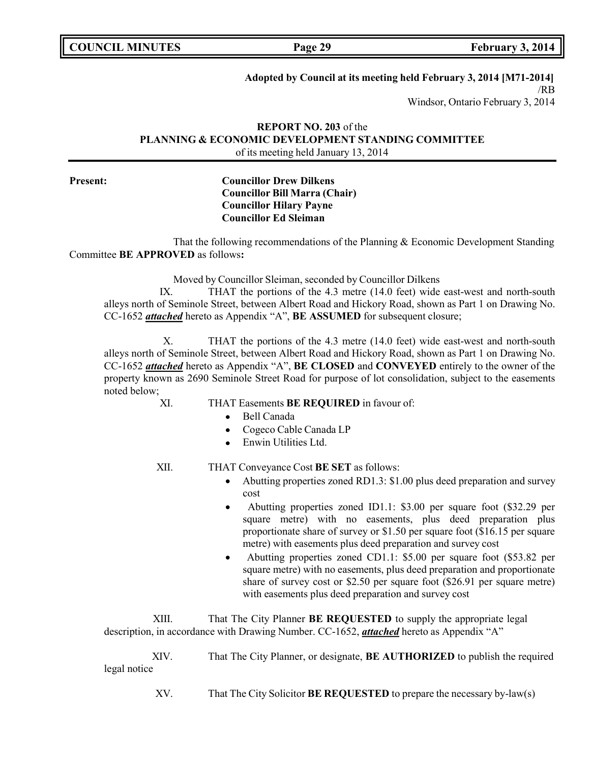**Adopted by Council at its meeting held February 3, 2014 [M71-2014]**
/RB
Windsor, Ontario February 3, 2014

**REPORT NO. 203** of the
**PLANNING & ECONOMIC DEVELOPMENT STANDING COMMITTEE**
of its meeting held January 13, 2014

**Present:**
**Councillor Drew Dilkens**
**Councillor Bill Marra (Chair)**
**Councillor Hilary Payne**
**Councillor Ed Sleiman**

That the following recommendations of the Planning & Economic Development Standing Committee **BE APPROVED** as follows**:**

Moved by Councillor Sleiman, seconded by Councillor Dilkens

IX. THAT the portions of the 4.3 metre (14.0 feet) wide east-west and north-south alleys north of Seminole Street, between Albert Road and Hickory Road, shown as Part 1 on Drawing No. CC-1652 ***attached*** hereto as Appendix "A", **BE ASSUMED** for subsequent closure;

X. THAT the portions of the 4.3 metre (14.0 feet) wide east-west and north-south alleys north of Seminole Street, between Albert Road and Hickory Road, shown as Part 1 on Drawing No. CC-1652 ***attached*** hereto as Appendix "A", **BE CLOSED** and **CONVEYED** entirely to the owner of the property known as 2690 Seminole Street Road for purpose of lot consolidation, subject to the easements noted below;

XI. THAT Easements **BE REQUIRED** in favour of:

- Bell Canada
- Cogeco Cable Canada LP
- Enwin Utilities Ltd.

XII. THAT Conveyance Cost **BE SET** as follows:

- Abutting properties zoned RD1.3: $1.00 plus deed preparation and survey cost
- Abutting properties zoned ID1.1: $3.00 per square foot ($32.29 per square metre) with no easements, plus deed preparation plus proportionate share of survey or $1.50 per square foot ($16.15 per square metre) with easements plus deed preparation and survey cost
- Abutting properties zoned CD1.1: $5.00 per square foot ($53.82 per square metre) with no easements, plus deed preparation and proportionate share of survey cost or $2.50 per square foot ($26.91 per square metre) with easements plus deed preparation and survey cost

XIII. That The City Planner **BE REQUESTED** to supply the appropriate legal description, in accordance with Drawing Number. CC-1652, ***attached*** hereto as Appendix "A"

XIV. That The City Planner, or designate, **BE AUTHORIZED** to publish the required legal notice

XV. That The City Solicitor **BE REQUESTED** to prepare the necessary by-law(s)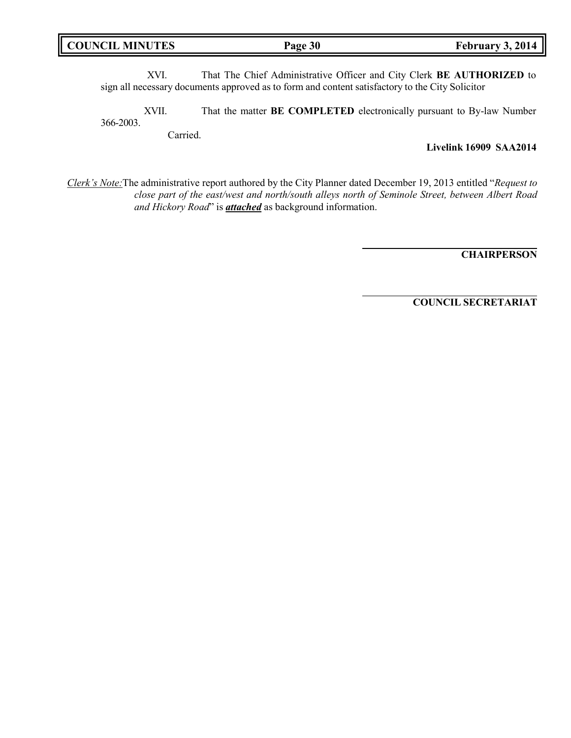XVI. That The Chief Administrative Officer and City Clerk **BE AUTHORIZED** to sign all necessary documents approved as to form and content satisfactory to the City Solicitor

XVII. That the matter **BE COMPLETED** electronically pursuant to By-law Number 366-2003.

Carried.

**Livelink 16909 SAA2014**

_Clerk's Note:_ The administrative report authored by the City Planner dated December 19, 2013 entitled "*Request to close part of the east/west and north/south alleys north of Seminole Street, between Albert Road and Hickory Road*" is ***attached*** as background information.

**CHAIRPERSON**

**COUNCIL SECRETARIAT**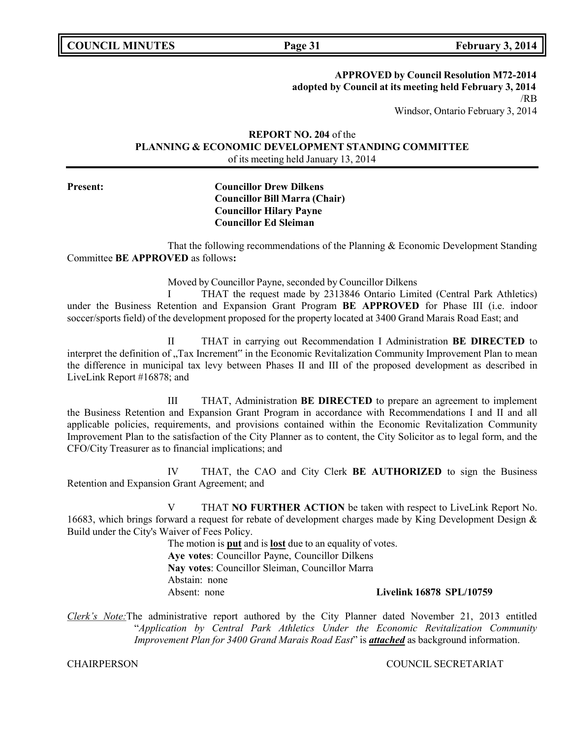**APPROVED by Council Resolution M72-2014**
**adopted by Council at its meeting held February 3, 2014**
/RB
Windsor, Ontario February 3, 2014

**REPORT NO. 204** of the
**PLANNING & ECONOMIC DEVELOPMENT STANDING COMMITTEE**
of its meeting held January 13, 2014

**Present:**
**Councillor Drew Dilkens**
**Councillor Bill Marra (Chair)**
**Councillor Hilary Payne**
**Councillor Ed Sleiman**

That the following recommendations of the Planning & Economic Development Standing Committee **BE APPROVED** as follows**:**

Moved by Councillor Payne, seconded by Councillor Dilkens

I THAT the request made by 2313846 Ontario Limited (Central Park Athletics) under the Business Retention and Expansion Grant Program **BE APPROVED** for Phase III (i.e. indoor soccer/sports field) of the development proposed for the property located at 3400 Grand Marais Road East; and

II THAT in carrying out Recommendation I Administration **BE DIRECTED** to interpret the definition of „Tax Increment" in the Economic Revitalization Community Improvement Plan to mean the difference in municipal tax levy between Phases II and III of the proposed development as described in LiveLink Report #16878; and

III THAT, Administration **BE DIRECTED** to prepare an agreement to implement the Business Retention and Expansion Grant Program in accordance with Recommendations I and II and all applicable policies, requirements, and provisions contained within the Economic Revitalization Community Improvement Plan to the satisfaction of the City Planner as to content, the City Solicitor as to legal form, and the CFO/City Treasurer as to financial implications; and

IV THAT, the CAO and City Clerk **BE AUTHORIZED** to sign the Business Retention and Expansion Grant Agreement; and

V THAT **NO FURTHER ACTION** be taken with respect to LiveLink Report No. 16683, which brings forward a request for rebate of development charges made by King Development Design & Build under the City's Waiver of Fees Policy.

The motion is **put** and is **lost** due to an equality of votes.
**Aye votes**: Councillor Payne, Councillor Dilkens
**Nay votes**: Councillor Sleiman, Councillor Marra
Abstain: none
Absent: none

**Livelink 16878 SPL/10759**

*Clerk's Note:* The administrative report authored by the City Planner dated November 21, 2013 entitled "*Application by Central Park Athletics Under the Economic Revitalization Community Improvement Plan for 3400 Grand Marais Road East*" is ***attached*** as background information.

CHAIRPERSON COUNCIL SECRETARIAT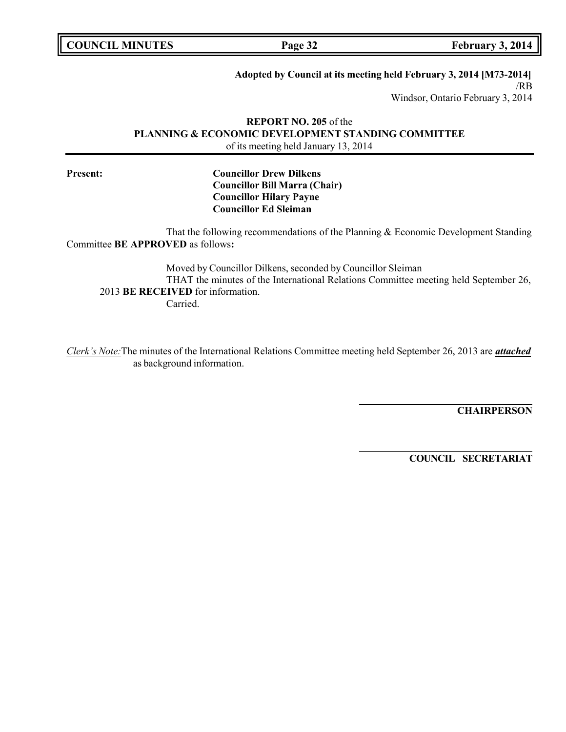**Adopted by Council at its meeting held February 3, 2014 [M73-2014]**
/RB
Windsor, Ontario February 3, 2014

**REPORT NO. 205** of the
**PLANNING & ECONOMIC DEVELOPMENT STANDING COMMITTEE**
of its meeting held January 13, 2014

**Present:**
**Councillor Drew Dilkens**
**Councillor Bill Marra (Chair)**
**Councillor Hilary Payne**
**Councillor Ed Sleiman**

That the following recommendations of the Planning & Economic Development Standing Committee **BE APPROVED** as follows**:**

Moved by Councillor Dilkens, seconded by Councillor Sleiman
THAT the minutes of the International Relations Committee meeting held September 26, 2013 **BE RECEIVED** for information.
Carried.

*Clerk's Note:* The minutes of the International Relations Committee meeting held September 26, 2013 are ***attached*** as background information.

**CHAIRPERSON**

**COUNCIL SECRETARIAT**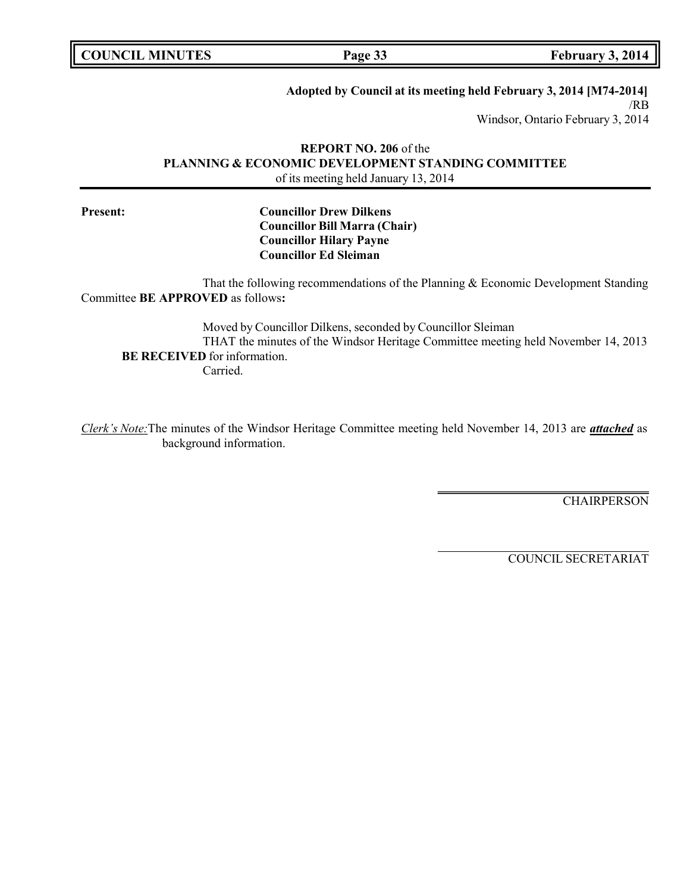**Adopted by Council at its meeting held February 3, 2014 [M74-2014]**
/RB
Windsor, Ontario February 3, 2014

**REPORT NO. 206** of the
**PLANNING & ECONOMIC DEVELOPMENT STANDING COMMITTEE**
of its meeting held January 13, 2014

**Present:**
**Councillor Drew Dilkens**
**Councillor Bill Marra (Chair)**
**Councillor Hilary Payne**
**Councillor Ed Sleiman**

That the following recommendations of the Planning & Economic Development Standing Committee **BE APPROVED** as follows**:**

Moved by Councillor Dilkens, seconded by Councillor Sleiman
THAT the minutes of the Windsor Heritage Committee meeting held November 14, 2013 **BE RECEIVED** for information.
Carried.

*Clerk's Note:* The minutes of the Windsor Heritage Committee meeting held November 14, 2013 are ***attached*** as background information.

CHAIRPERSON

COUNCIL SECRETARIAT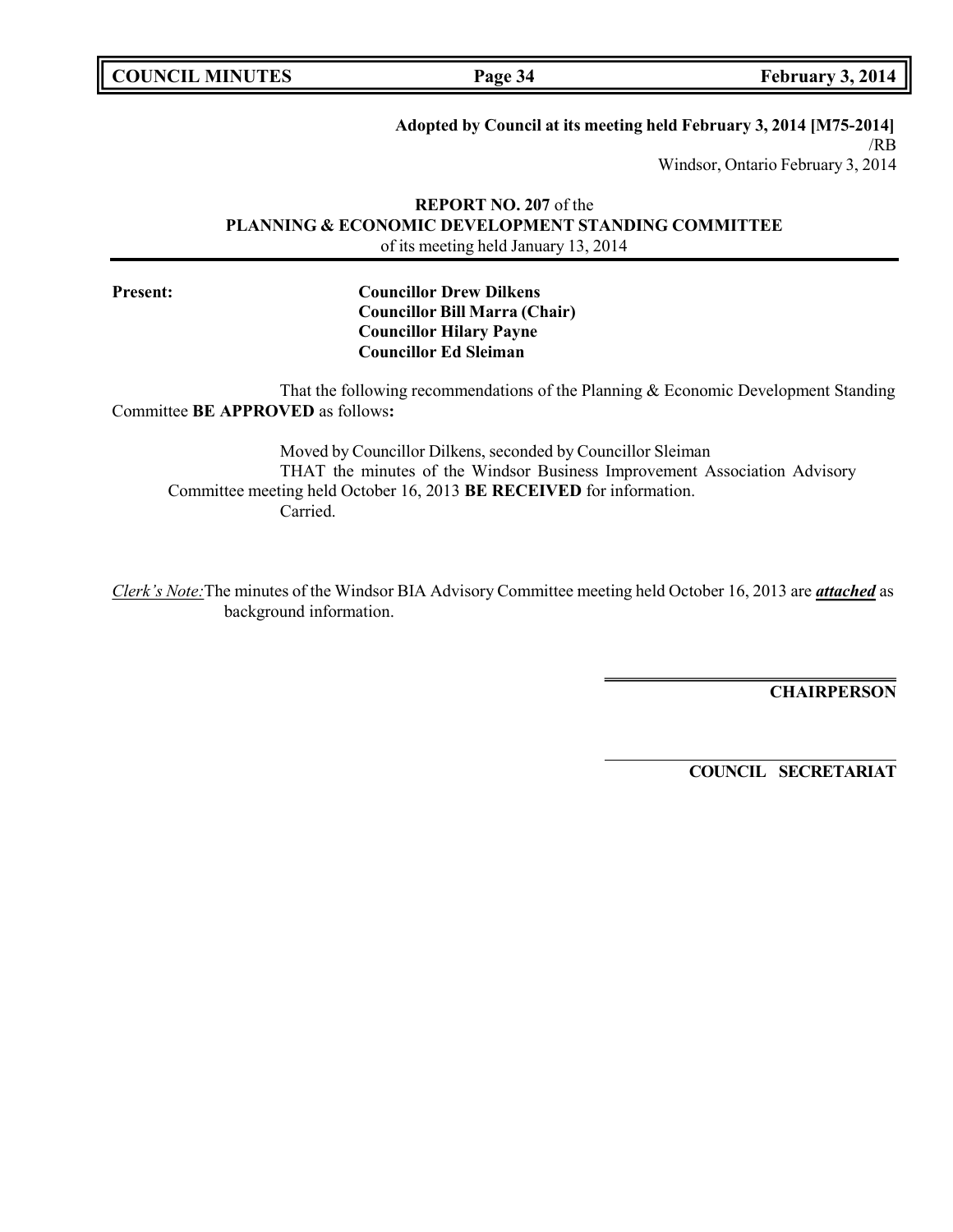**Adopted by Council at its meeting held February 3, 2014 [M75-2014]**
/RB
Windsor, Ontario February 3, 2014

**REPORT NO. 207** of the
**PLANNING & ECONOMIC DEVELOPMENT STANDING COMMITTEE**
of its meeting held January 13, 2014

**Present:**

**Councillor Drew Dilkens**
**Councillor Bill Marra (Chair)**
**Councillor Hilary Payne**
**Councillor Ed Sleiman**

That the following recommendations of the Planning & Economic Development Standing Committee **BE APPROVED** as follows**:**

Moved by Councillor Dilkens, seconded by Councillor Sleiman
THAT the minutes of the Windsor Business Improvement Association Advisory Committee meeting held October 16, 2013 **BE RECEIVED** for information.
Carried.

*Clerk's Note:* The minutes of the Windsor BIA Advisory Committee meeting held October 16, 2013 are ***attached*** as background information.

**CHAIRPERSON**

**COUNCIL SECRETARIAT**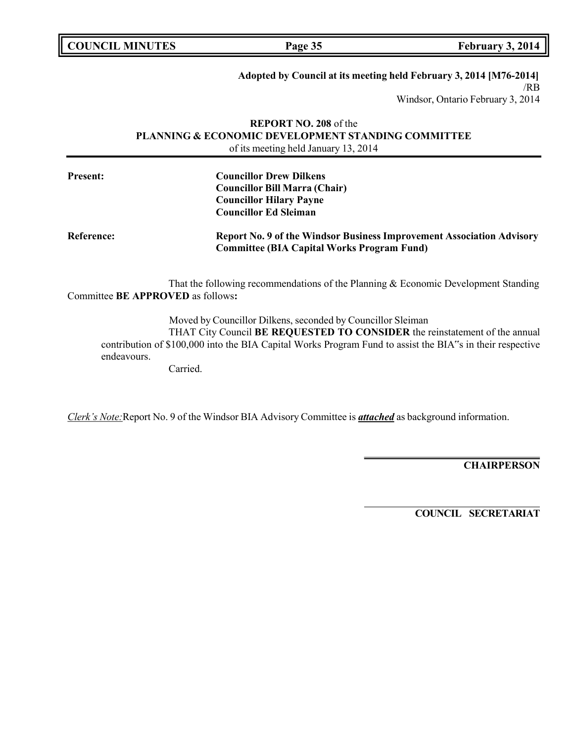**Adopted by Council at its meeting held February 3, 2014 [M76-2014]**
/RB
Windsor, Ontario February 3, 2014

**REPORT NO. 208** of the
**PLANNING & ECONOMIC DEVELOPMENT STANDING COMMITTEE**
of its meeting held January 13, 2014

**Present:** **Councillor Drew Dilkens**
**Councillor Bill Marra (Chair)**
**Councillor Hilary Payne**
**Councillor Ed Sleiman**

**Reference:** **Report No. 9 of the Windsor Business Improvement Association Advisory Committee (BIA Capital Works Program Fund)**

That the following recommendations of the Planning & Economic Development Standing Committee **BE APPROVED** as follows**:**

Moved by Councillor Dilkens, seconded by Councillor Sleiman
THAT City Council **BE REQUESTED TO CONSIDER** the reinstatement of the annual contribution of $100,000 into the BIA Capital Works Program Fund to assist the BIA"s in their respective endeavours.
Carried.

*Clerk's Note:* Report No. 9 of the Windsor BIA Advisory Committee is ***attached*** as background information.

**CHAIRPERSON**

**COUNCIL SECRETARIAT**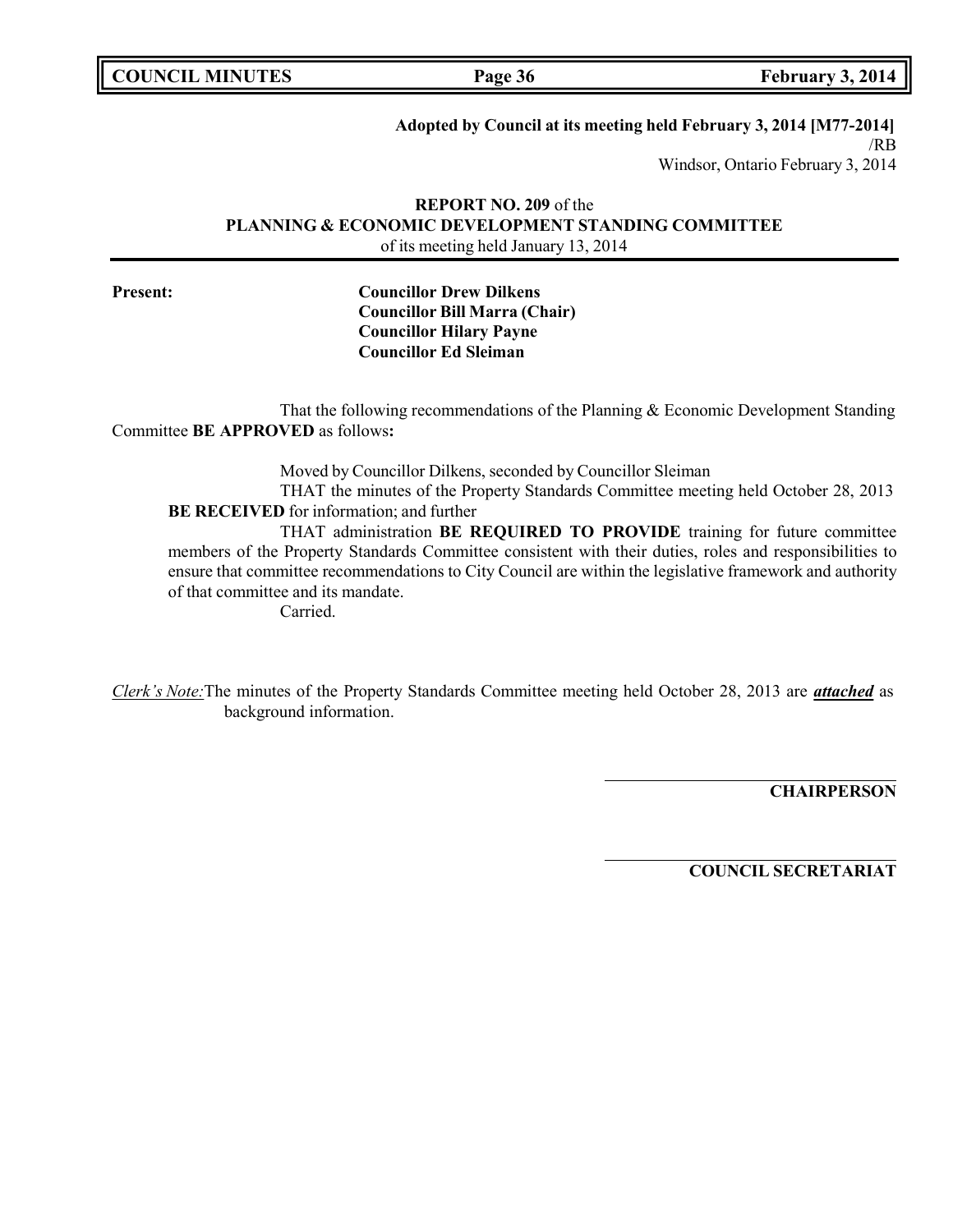**Adopted by Council at its meeting held February 3, 2014 [M77-2014]**
/RB
Windsor, Ontario February 3, 2014

**REPORT NO. 209** of the
**PLANNING & ECONOMIC DEVELOPMENT STANDING COMMITTEE**
of its meeting held January 13, 2014

---

**Present:**

**Councillor Drew Dilkens**
**Councillor Bill Marra (Chair)**
**Councillor Hilary Payne**
**Councillor Ed Sleiman**

That the following recommendations of the Planning & Economic Development Standing Committee **BE APPROVED** as follows**:**

Moved by Councillor Dilkens, seconded by Councillor Sleiman

THAT the minutes of the Property Standards Committee meeting held October 28, 2013 **BE RECEIVED** for information; and further

THAT administration **BE REQUIRED TO PROVIDE** training for future committee members of the Property Standards Committee consistent with their duties, roles and responsibilities to ensure that committee recommendations to City Council are within the legislative framework and authority of that committee and its mandate.

Carried.

*Clerk's Note:* The minutes of the Property Standards Committee meeting held October 28, 2013 are ***attached*** as background information.

**CHAIRPERSON**

**COUNCIL SECRETARIAT**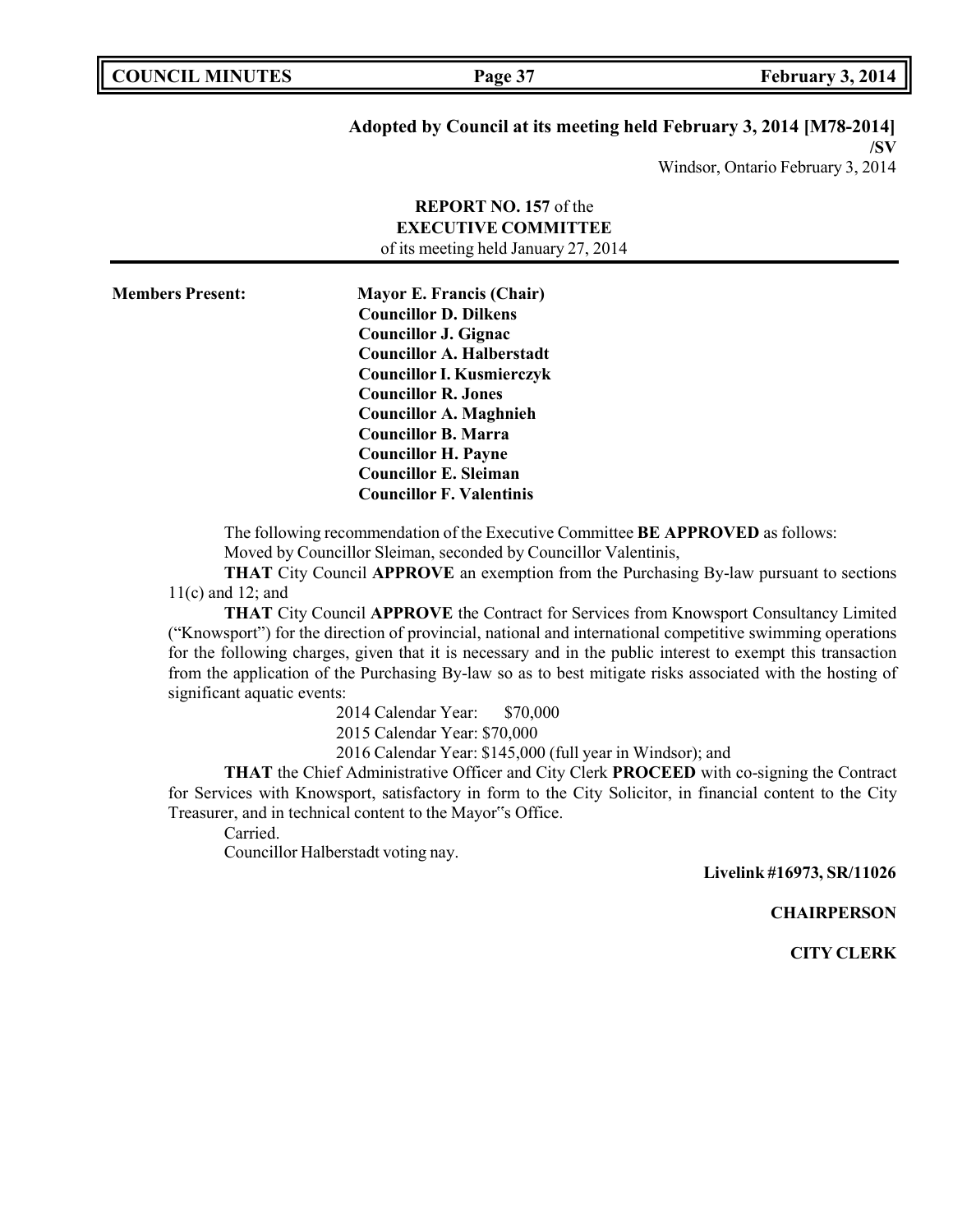**Adopted by Council at its meeting held February 3, 2014 [M78-2014]**
**/SV**
Windsor, Ontario February 3, 2014

**REPORT NO. 157** of the
**EXECUTIVE COMMITTEE**
of its meeting held January 27, 2014

---

**Members Present:**

**Mayor E. Francis (Chair)**
**Councillor D. Dilkens**
**Councillor J. Gignac**
**Councillor A. Halberstadt**
**Councillor I. Kusmierczyk**
**Councillor R. Jones**
**Councillor A. Maghnieh**
**Councillor B. Marra**
**Councillor H. Payne**
**Councillor E. Sleiman**
**Councillor F. Valentinis**

The following recommendation of the Executive Committee **BE APPROVED** as follows:
Moved by Councillor Sleiman, seconded by Councillor Valentinis,

**THAT** City Council **APPROVE** an exemption from the Purchasing By-law pursuant to sections 11(c) and 12; and

**THAT** City Council **APPROVE** the Contract for Services from Knowsport Consultancy Limited ("Knowsport") for the direction of provincial, national and international competitive swimming operations for the following charges, given that it is necessary and in the public interest to exempt this transaction from the application of the Purchasing By-law so as to best mitigate risks associated with the hosting of significant aquatic events:

2014 Calendar Year: $70,000
2015 Calendar Year: $70,000
2016 Calendar Year: $145,000 (full year in Windsor); and

**THAT** the Chief Administrative Officer and City Clerk **PROCEED** with co-signing the Contract for Services with Knowsport, satisfactory in form to the City Solicitor, in financial content to the City Treasurer, and in technical content to the Mayor"s Office.

Carried.

Councillor Halberstadt voting nay.

**Livelink #16973, SR/11026**

**CHAIRPERSON**

**CITY CLERK**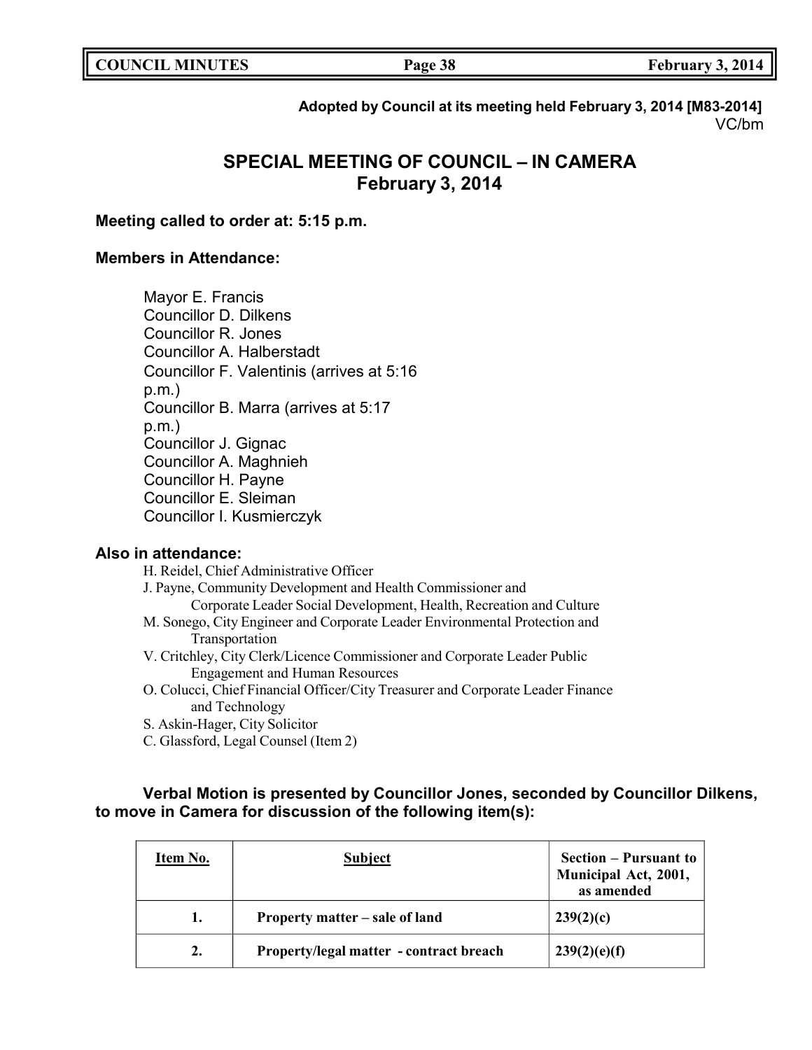**Adopted by Council at its meeting held February 3, 2014 [M83-2014]**
VC/bm

# SPECIAL MEETING OF COUNCIL – IN CAMERA
## February 3, 2014

**Meeting called to order at: 5:15 p.m.**

**Members in Attendance:**

Mayor E. Francis
Councillor D. Dilkens
Councillor R. Jones
Councillor A. Halberstadt
Councillor F. Valentinis (arrives at 5:16 p.m.)
Councillor B. Marra (arrives at 5:17 p.m.)
Councillor J. Gignac
Councillor A. Maghnieh
Councillor H. Payne
Councillor E. Sleiman
Councillor I. Kusmierczyk

**Also in attendance:**

H. Reidel, Chief Administrative Officer
J. Payne, Community Development and Health Commissioner and Corporate Leader Social Development, Health, Recreation and Culture
M. Sonego, City Engineer and Corporate Leader Environmental Protection and Transportation
V. Critchley, City Clerk/Licence Commissioner and Corporate Leader Public Engagement and Human Resources
O. Colucci, Chief Financial Officer/City Treasurer and Corporate Leader Finance and Technology
S. Askin-Hager, City Solicitor
C. Glassford, Legal Counsel (Item 2)

**Verbal Motion is presented by Councillor Jones, seconded by Councillor Dilkens, to move in Camera for discussion of the following item(s):**

| Item No. | Subject | Section – Pursuant to Municipal Act, 2001, as amended |
|---|---|---|
| 1. | Property matter – sale of land | 239(2)(c) |
| 2. | Property/legal matter - contract breach | 239(2)(e)(f) |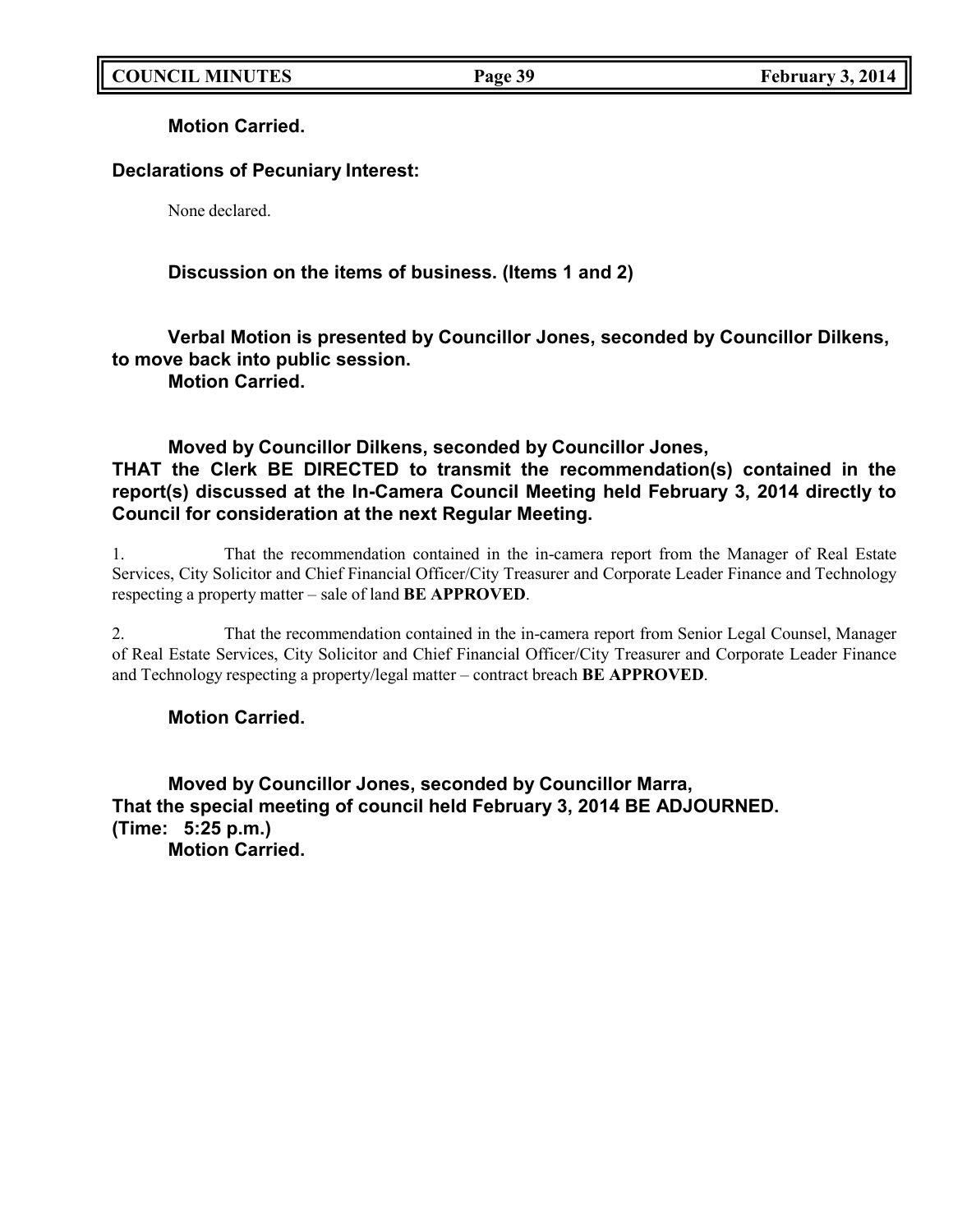**Motion Carried.**

**Declarations of Pecuniary Interest:**

None declared.

**Discussion on the items of business. (Items 1 and 2)**

**Verbal Motion is presented by Councillor Jones, seconded by Councillor Dilkens, to move back into public session.**
**Motion Carried.**

**Moved by Councillor Dilkens, seconded by Councillor Jones,**
**THAT the Clerk BE DIRECTED to transmit the recommendation(s) contained in the report(s) discussed at the In-Camera Council Meeting held February 3, 2014 directly to Council for consideration at the next Regular Meeting.**

1. That the recommendation contained in the in-camera report from the Manager of Real Estate Services, City Solicitor and Chief Financial Officer/City Treasurer and Corporate Leader Finance and Technology respecting a property matter – sale of land **BE APPROVED**.

2. That the recommendation contained in the in-camera report from Senior Legal Counsel, Manager of Real Estate Services, City Solicitor and Chief Financial Officer/City Treasurer and Corporate Leader Finance and Technology respecting a property/legal matter – contract breach **BE APPROVED**.

**Motion Carried.**

**Moved by Councillor Jones, seconded by Councillor Marra,**
**That the special meeting of council held February 3, 2014 BE ADJOURNED.**
**(Time: 5:25 p.m.)**
**Motion Carried.**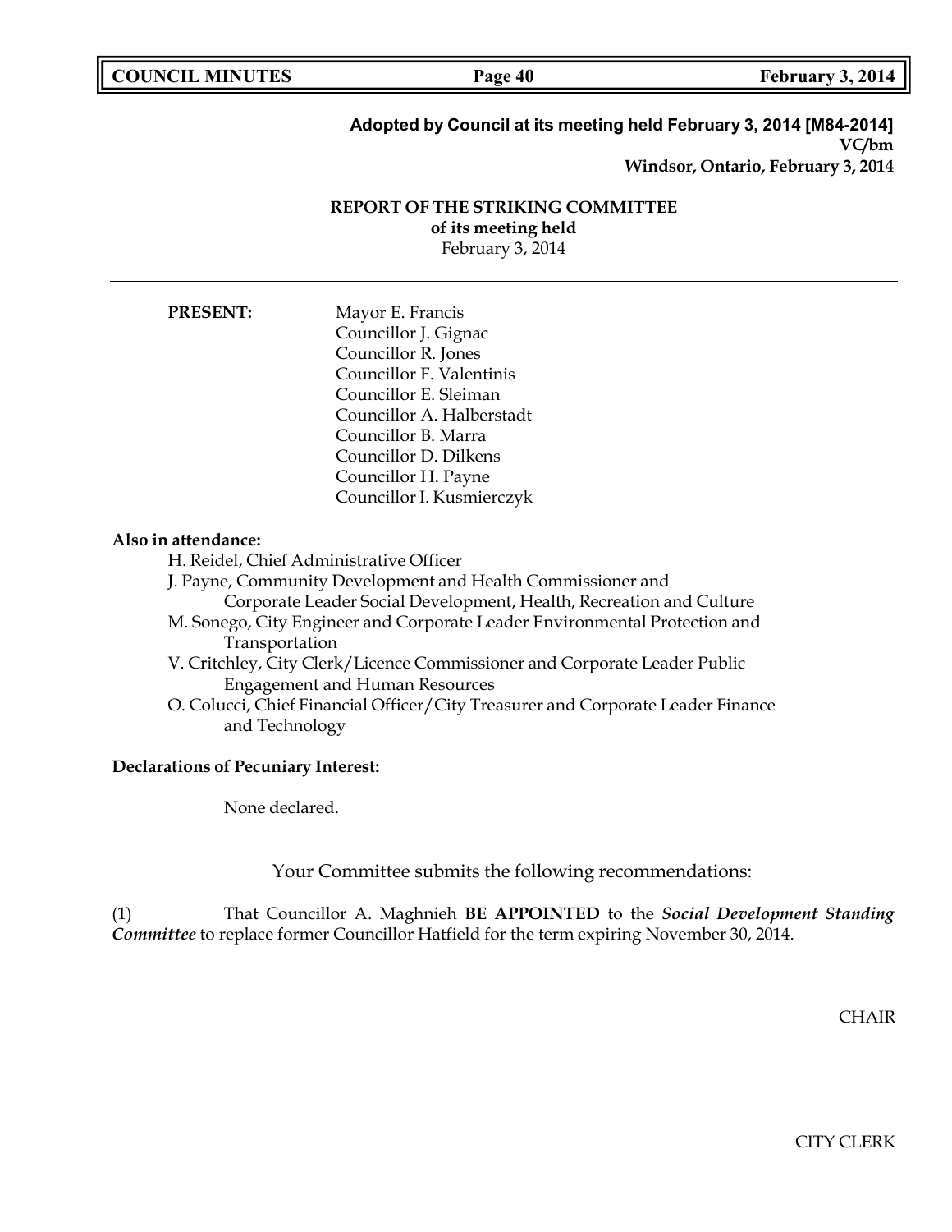**Adopted by Council at its meeting held February 3, 2014 [M84-2014]**
**VC/bm**
**Windsor, Ontario, February 3, 2014**

**REPORT OF THE STRIKING COMMITTEE**
**of its meeting held**
February 3, 2014

---

**PRESENT:** Mayor E. Francis
Councillor J. Gignac
Councillor R. Jones
Councillor F. Valentinis
Councillor E. Sleiman
Councillor A. Halberstadt
Councillor B. Marra
Councillor D. Dilkens
Councillor H. Payne
Councillor I. Kusmierczyk

**Also in attendance:**

H. Reidel, Chief Administrative Officer
J. Payne, Community Development and Health Commissioner and Corporate Leader Social Development, Health, Recreation and Culture
M. Sonego, City Engineer and Corporate Leader Environmental Protection and Transportation
V. Critchley, City Clerk/Licence Commissioner and Corporate Leader Public Engagement and Human Resources
O. Colucci, Chief Financial Officer/City Treasurer and Corporate Leader Finance and Technology

**Declarations of Pecuniary Interest:**

None declared.

Your Committee submits the following recommendations:

(1) That Councillor A. Maghnieh **BE APPOINTED** to the ***Social Development Standing Committee*** to replace former Councillor Hatfield for the term expiring November 30, 2014.

CHAIR

CITY CLERK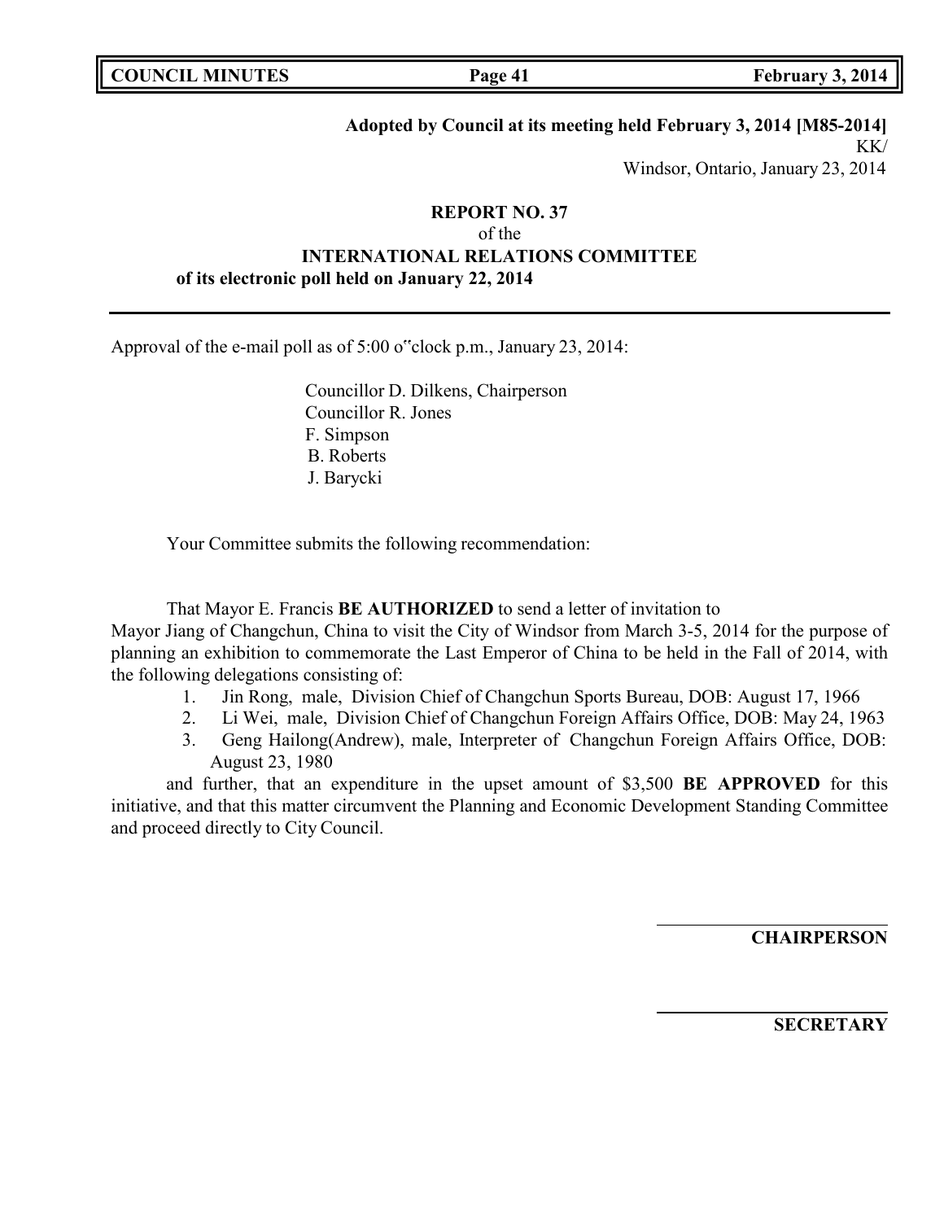**Adopted by Council at its meeting held February 3, 2014 [M85-2014]**

KK/

Windsor, Ontario, January 23, 2014

**REPORT NO. 37**

of the

**INTERNATIONAL RELATIONS COMMITTEE**

**of its electronic poll held on January 22, 2014**

---

Approval of the e-mail poll as of 5:00 o"clock p.m., January 23, 2014:

Councillor D. Dilkens, Chairperson
Councillor R. Jones
F. Simpson
B. Roberts
J. Barycki

Your Committee submits the following recommendation:

That Mayor E. Francis **BE AUTHORIZED** to send a letter of invitation to Mayor Jiang of Changchun, China to visit the City of Windsor from March 3-5, 2014 for the purpose of planning an exhibition to commemorate the Last Emperor of China to be held in the Fall of 2014, with the following delegations consisting of:

1. Jin Rong, male, Division Chief of Changchun Sports Bureau, DOB: August 17, 1966
2. Li Wei, male, Division Chief of Changchun Foreign Affairs Office, DOB: May 24, 1963
3. Geng Hailong(Andrew), male, Interpreter of Changchun Foreign Affairs Office, DOB: August 23, 1980

and further, that an expenditure in the upset amount of $3,500 **BE APPROVED** for this initiative, and that this matter circumvent the Planning and Economic Development Standing Committee and proceed directly to City Council.

**CHAIRPERSON**

**SECRETARY**